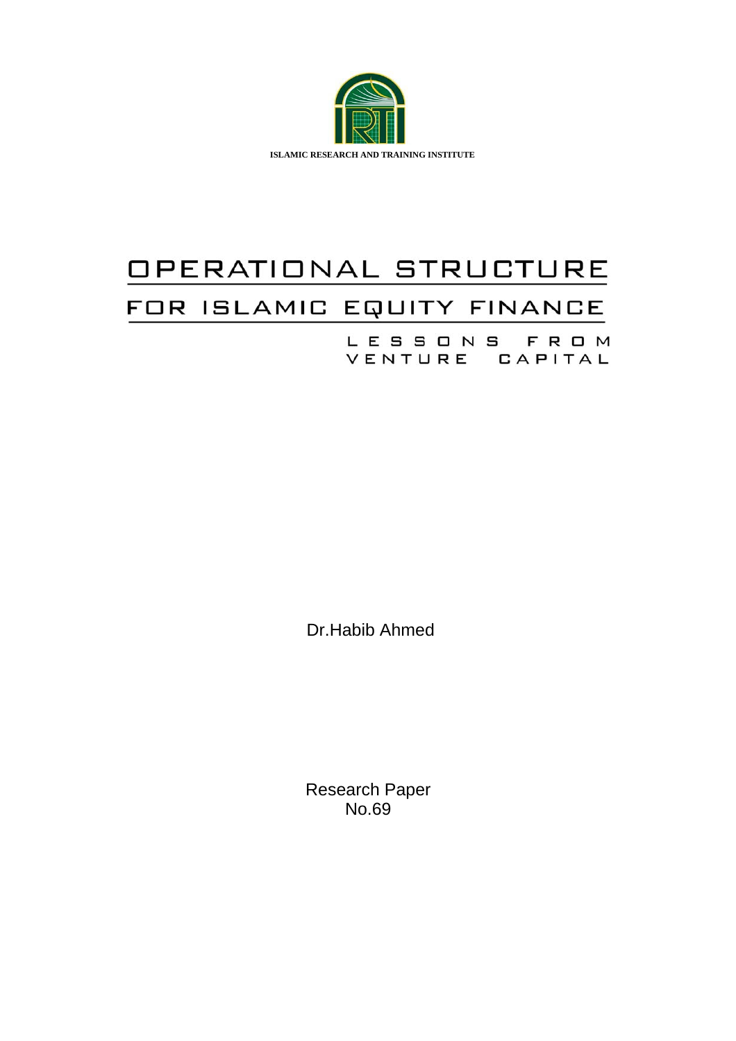ISLAMIC RESEARCH AND TRAINING INSTITUTE

# OPERATIONAL STRUCTURE

## FOR ISLAMIC EQUITY FINANCE

### LESSONS FROM VENTURE CAPITAL

Dr.Habib Ahmed

Research Paper
No.69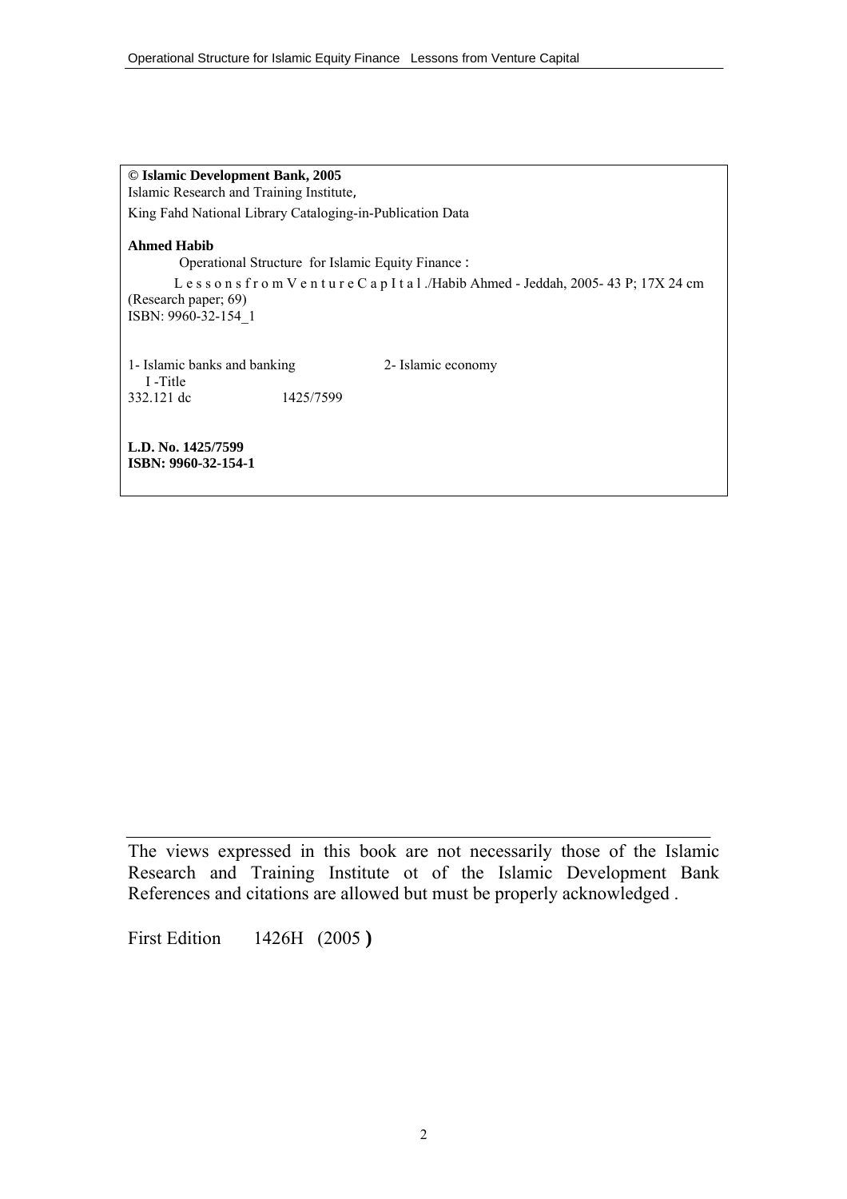**© Islamic Development Bank, 2005**
Islamic Research and Training Institute,
King Fahd National Library Cataloging-in-Publication Data

**Ahmed Habib**
Operational Structure for Islamic Equity Finance :
L e s s o n s f r o m V e n t u r e C a p I t a l ./Habib Ahmed - Jeddah, 2005- 43 P; 17X 24 cm
(Research paper; 69)
ISBN: 9960-32-154_1

1- Islamic banks and banking 2- Islamic economy
I -Title
332.121 dc 1425/7599

**L.D. No. 1425/7599**
**ISBN: 9960-32-154-1**

---

The views expressed in this book are not necessarily those of the Islamic Research and Training Institute ot of the Islamic Development Bank References and citations are allowed but must be properly acknowledged .

First Edition 1426H (2005 **)**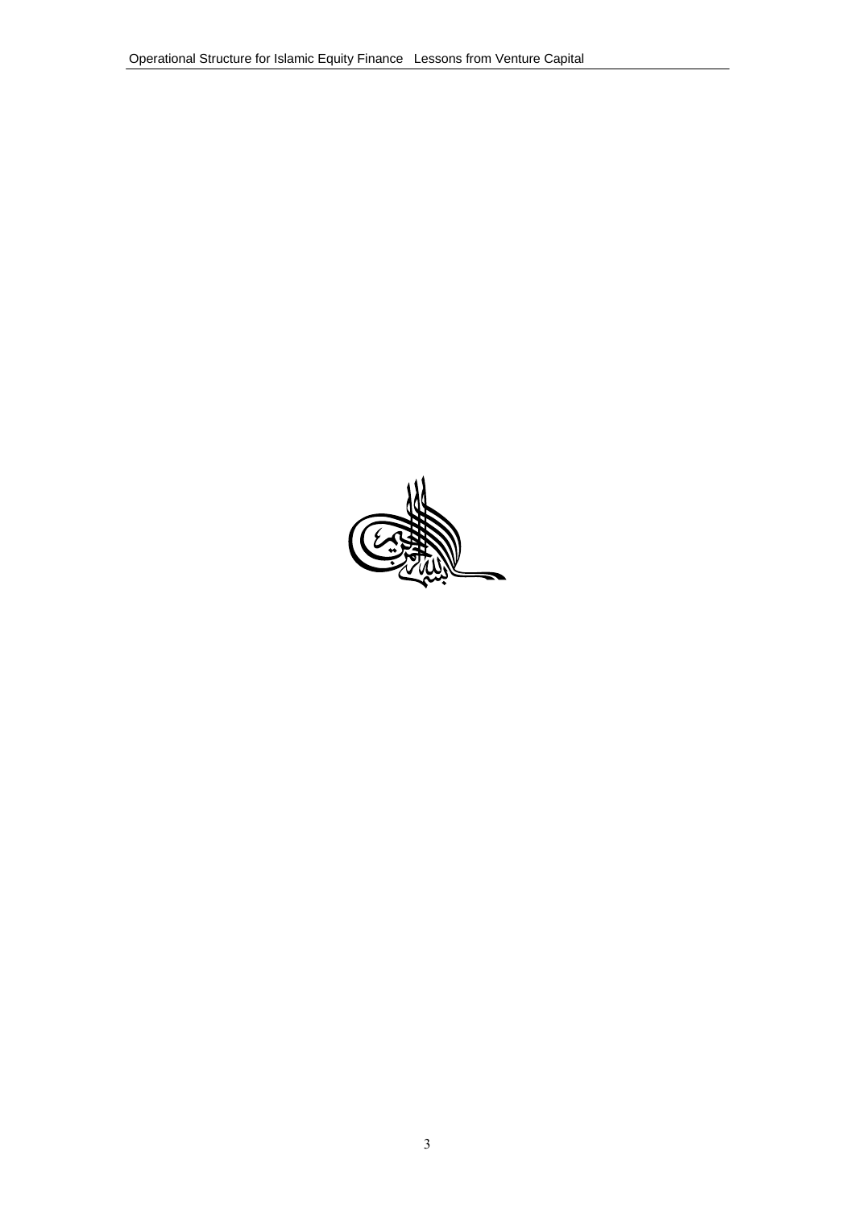بسم الله الرحمن الرحيم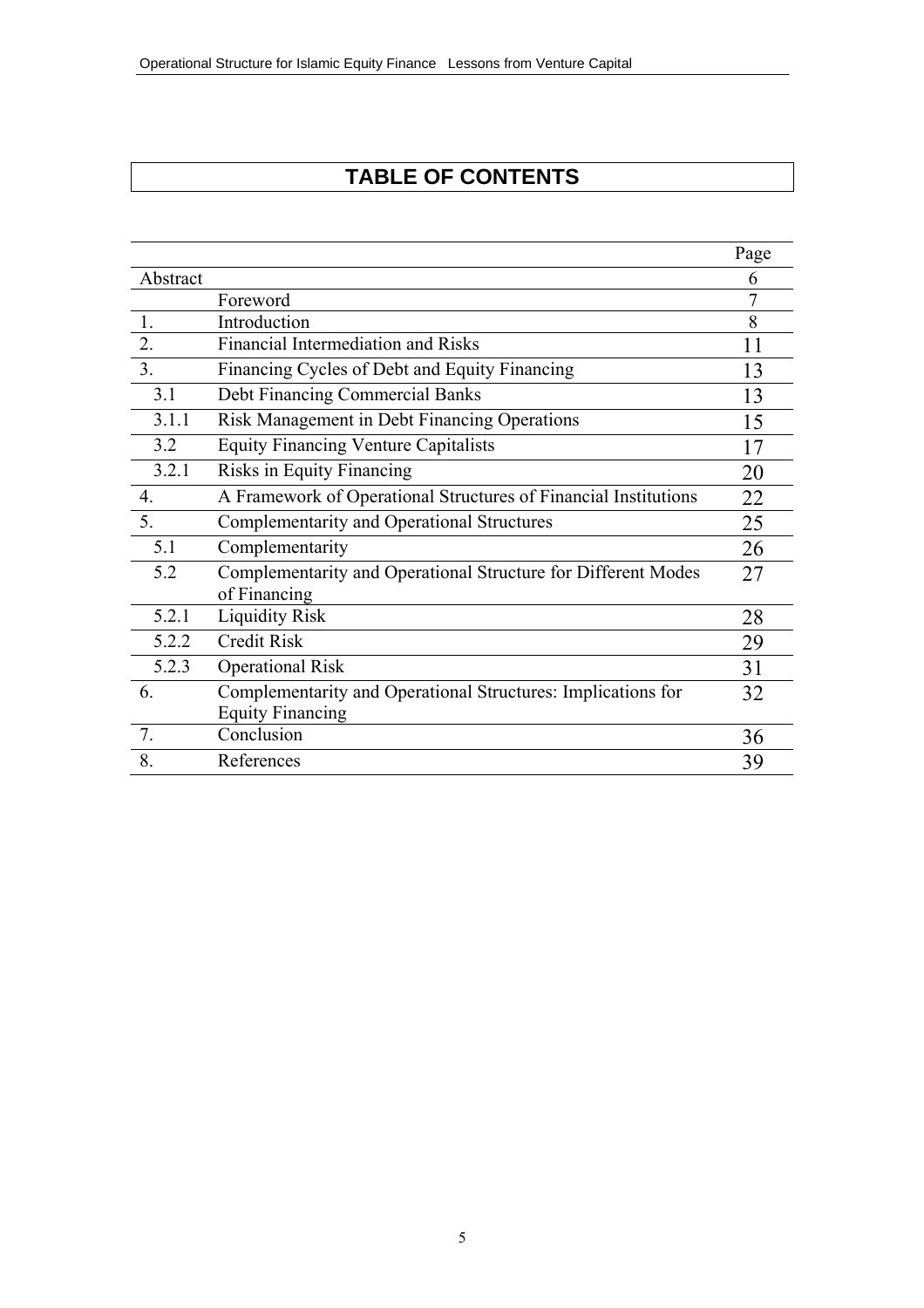# TABLE OF CONTENTS

| | | Page |
|---|---|---|
| Abstract | | 6 |
| | Foreword | 7 |
| 1. | Introduction | 8 |
| 2. | Financial Intermediation and Risks | 11 |
| 3. | Financing Cycles of Debt and Equity Financing | 13 |
| 3.1 | Debt Financing Commercial Banks | 13 |
| 3.1.1 | Risk Management in Debt Financing Operations | 15 |
| 3.2 | Equity Financing Venture Capitalists | 17 |
| 3.2.1 | Risks in Equity Financing | 20 |
| 4. | A Framework of Operational Structures of Financial Institutions | 22 |
| 5. | Complementarity and Operational Structures | 25 |
| 5.1 | Complementarity | 26 |
| 5.2 | Complementarity and Operational Structure for Different Modes of Financing | 27 |
| 5.2.1 | Liquidity Risk | 28 |
| 5.2.2 | Credit Risk | 29 |
| 5.2.3 | Operational Risk | 31 |
| 6. | Complementarity and Operational Structures: Implications for Equity Financing | 32 |
| 7. | Conclusion | 36 |
| 8. | References | 39 |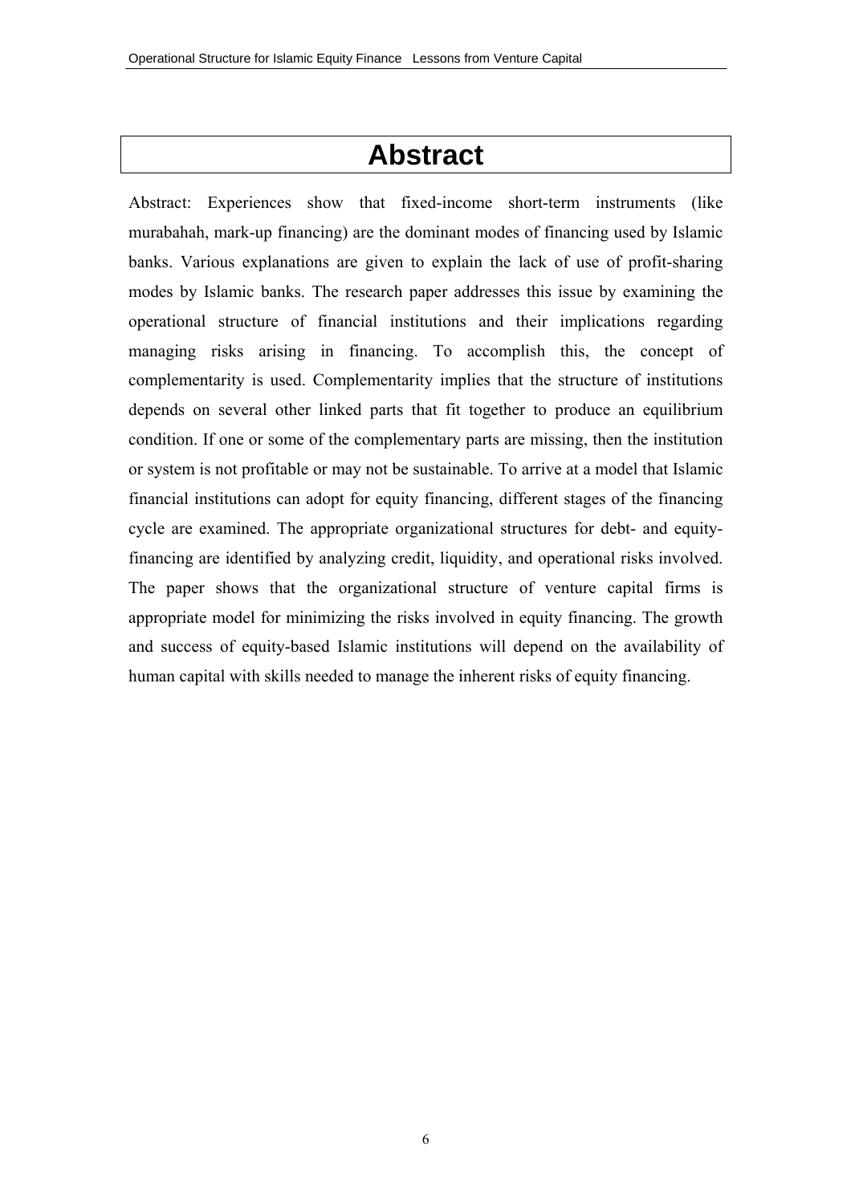# Abstract

Abstract: Experiences show that fixed-income short-term instruments (like murabahah, mark-up financing) are the dominant modes of financing used by Islamic banks. Various explanations are given to explain the lack of use of profit-sharing modes by Islamic banks. The research paper addresses this issue by examining the operational structure of financial institutions and their implications regarding managing risks arising in financing. To accomplish this, the concept of complementarity is used. Complementarity implies that the structure of institutions depends on several other linked parts that fit together to produce an equilibrium condition. If one or some of the complementary parts are missing, then the institution or system is not profitable or may not be sustainable. To arrive at a model that Islamic financial institutions can adopt for equity financing, different stages of the financing cycle are examined. The appropriate organizational structures for debt- and equity-financing are identified by analyzing credit, liquidity, and operational risks involved. The paper shows that the organizational structure of venture capital firms is appropriate model for minimizing the risks involved in equity financing. The growth and success of equity-based Islamic institutions will depend on the availability of human capital with skills needed to manage the inherent risks of equity financing.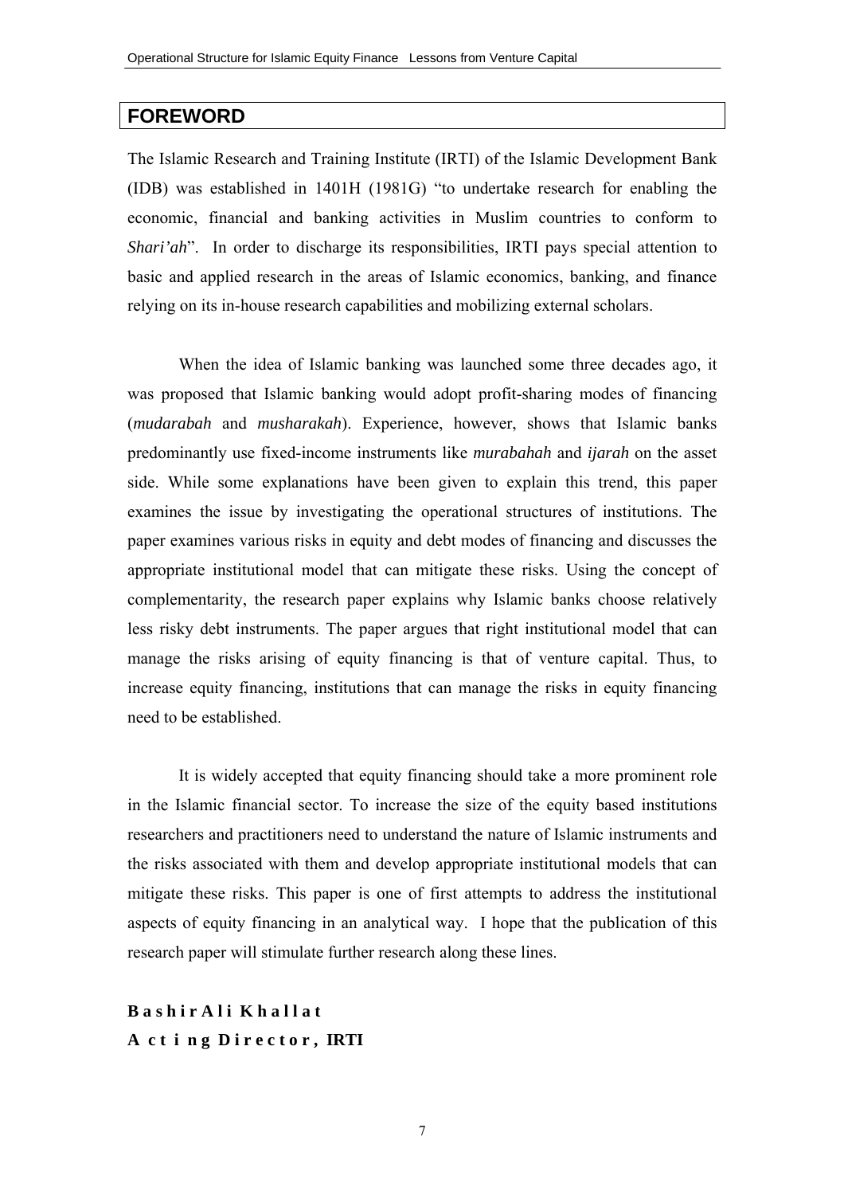## FOREWORD

The Islamic Research and Training Institute (IRTI) of the Islamic Development Bank (IDB) was established in 1401H (1981G) "to undertake research for enabling the economic, financial and banking activities in Muslim countries to conform to *Shari'ah*". In order to discharge its responsibilities, IRTI pays special attention to basic and applied research in the areas of Islamic economics, banking, and finance relying on its in-house research capabilities and mobilizing external scholars.

When the idea of Islamic banking was launched some three decades ago, it was proposed that Islamic banking would adopt profit-sharing modes of financing (*mudarabah* and *musharakah*). Experience, however, shows that Islamic banks predominantly use fixed-income instruments like *murabahah* and *ijarah* on the asset side. While some explanations have been given to explain this trend, this paper examines the issue by investigating the operational structures of institutions. The paper examines various risks in equity and debt modes of financing and discusses the appropriate institutional model that can mitigate these risks. Using the concept of complementarity, the research paper explains why Islamic banks choose relatively less risky debt instruments. The paper argues that right institutional model that can manage the risks arising of equity financing is that of venture capital. Thus, to increase equity financing, institutions that can manage the risks in equity financing need to be established.

It is widely accepted that equity financing should take a more prominent role in the Islamic financial sector. To increase the size of the equity based institutions researchers and practitioners need to understand the nature of Islamic instruments and the risks associated with them and develop appropriate institutional models that can mitigate these risks. This paper is one of first attempts to address the institutional aspects of equity financing in an analytical way. I hope that the publication of this research paper will stimulate further research along these lines.

**Bashir Ali Khallat**
**Acting Director, IRTI**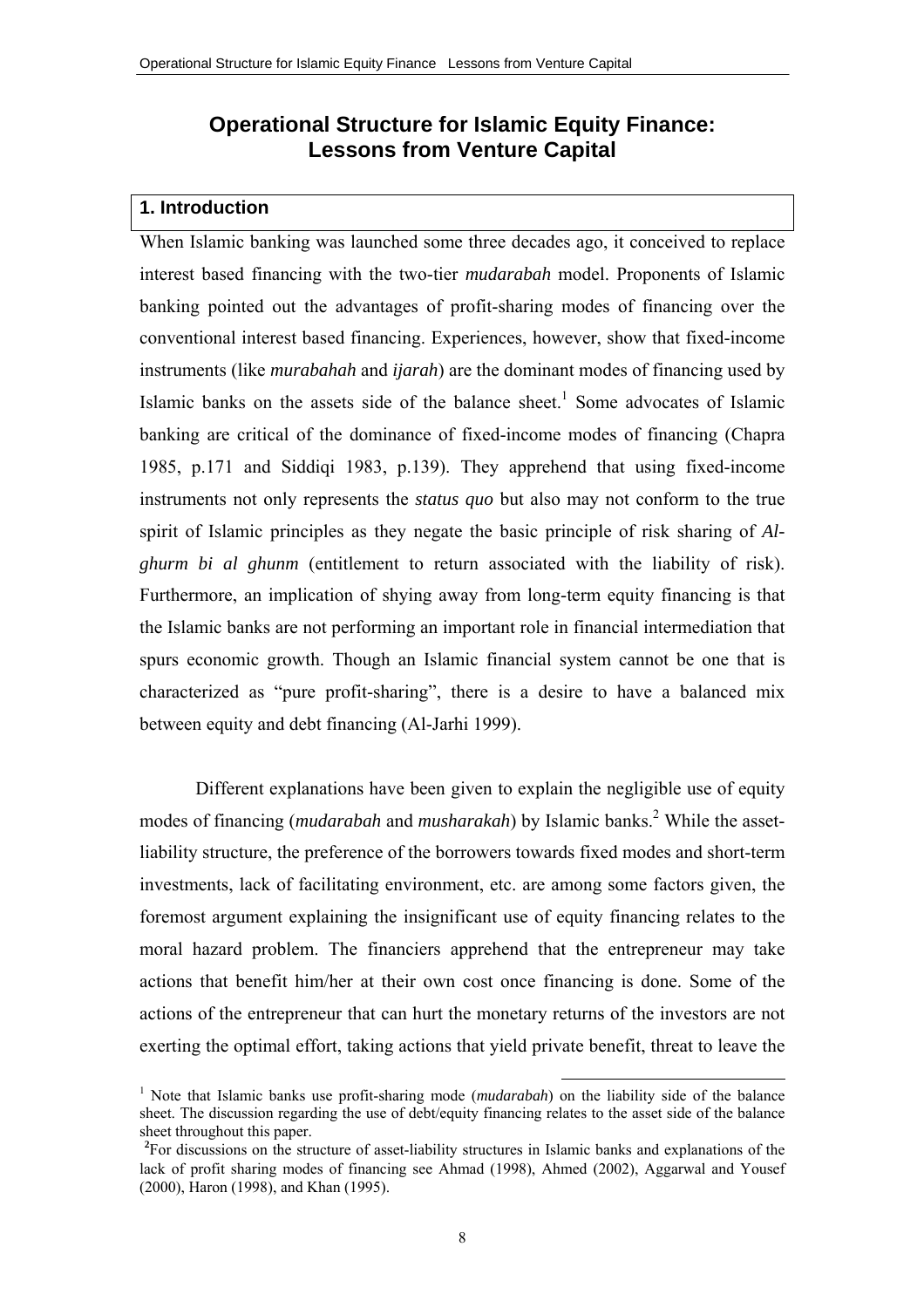# Operational Structure for Islamic Equity Finance: Lessons from Venture Capital

## 1. Introduction

When Islamic banking was launched some three decades ago, it conceived to replace interest based financing with the two-tier *mudarabah* model. Proponents of Islamic banking pointed out the advantages of profit-sharing modes of financing over the conventional interest based financing. Experiences, however, show that fixed-income instruments (like *murabahah* and *ijarah*) are the dominant modes of financing used by Islamic banks on the assets side of the balance sheet.[1] Some advocates of Islamic banking are critical of the dominance of fixed-income modes of financing (Chapra 1985, p.171 and Siddiqi 1983, p.139). They apprehend that using fixed-income instruments not only represents the *status quo* but also may not conform to the true spirit of Islamic principles as they negate the basic principle of risk sharing of *Al-ghurm bi al ghunm* (entitlement to return associated with the liability of risk). Furthermore, an implication of shying away from long-term equity financing is that the Islamic banks are not performing an important role in financial intermediation that spurs economic growth. Though an Islamic financial system cannot be one that is characterized as "pure profit-sharing", there is a desire to have a balanced mix between equity and debt financing (Al-Jarhi 1999).

Different explanations have been given to explain the negligible use of equity modes of financing (*mudarabah* and *musharakah*) by Islamic banks.[2] While the asset-liability structure, the preference of the borrowers towards fixed modes and short-term investments, lack of facilitating environment, etc. are among some factors given, the foremost argument explaining the insignificant use of equity financing relates to the moral hazard problem. The financiers apprehend that the entrepreneur may take actions that benefit him/her at their own cost once financing is done. Some of the actions of the entrepreneur that can hurt the monetary returns of the investors are not exerting the optimal effort, taking actions that yield private benefit, threat to leave the

---

[1] Note that Islamic banks use profit-sharing mode (*mudarabah*) on the liability side of the balance sheet. The discussion regarding the use of debt/equity financing relates to the asset side of the balance sheet throughout this paper.

[2] For discussions on the structure of asset-liability structures in Islamic banks and explanations of the lack of profit sharing modes of financing see Ahmad (1998), Ahmed (2002), Aggarwal and Yousef (2000), Haron (1998), and Khan (1995).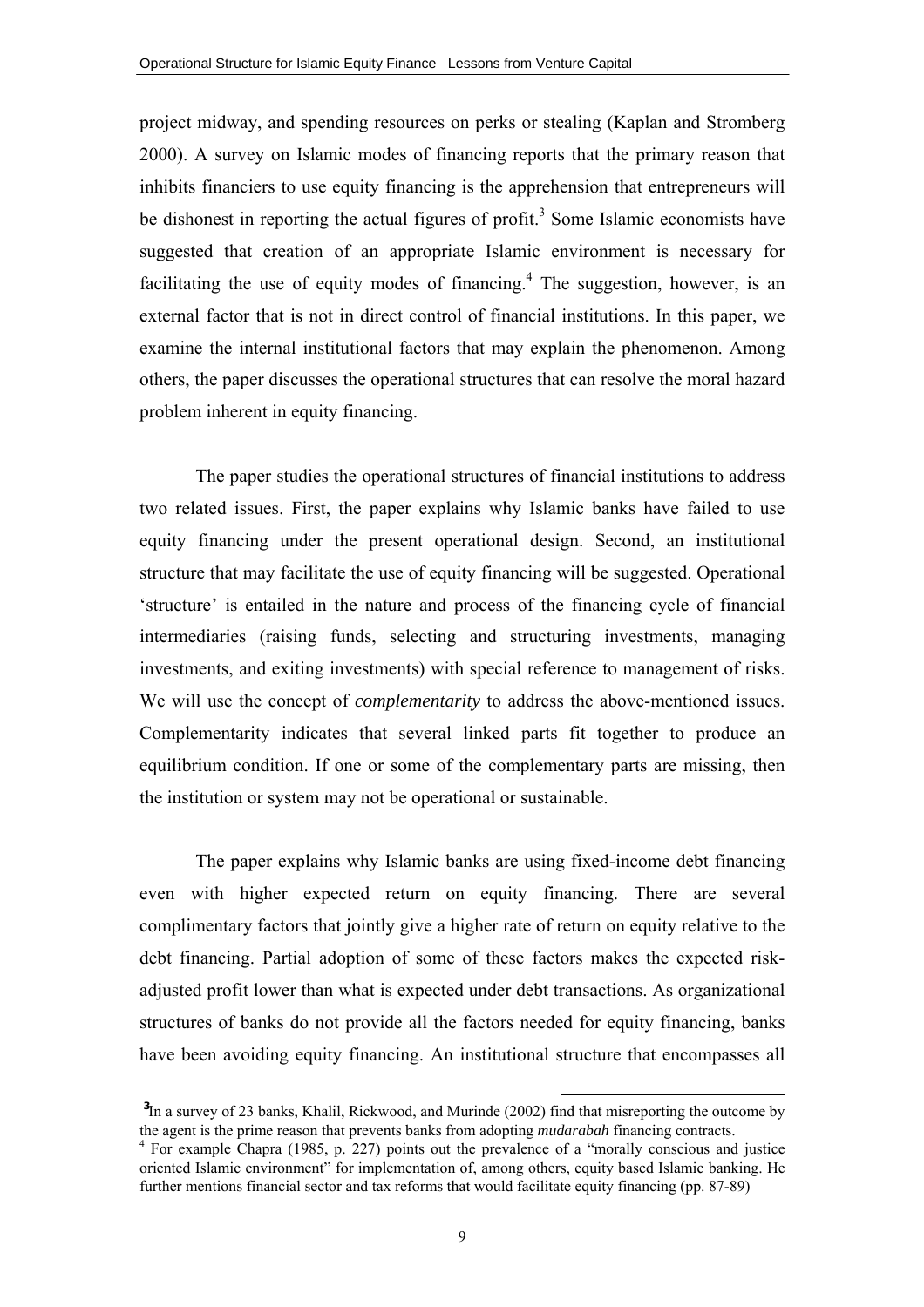project midway, and spending resources on perks or stealing (Kaplan and Stromberg 2000). A survey on Islamic modes of financing reports that the primary reason that inhibits financiers to use equity financing is the apprehension that entrepreneurs will be dishonest in reporting the actual figures of profit.[3] Some Islamic economists have suggested that creation of an appropriate Islamic environment is necessary for facilitating the use of equity modes of financing.[4] The suggestion, however, is an external factor that is not in direct control of financial institutions. In this paper, we examine the internal institutional factors that may explain the phenomenon. Among others, the paper discusses the operational structures that can resolve the moral hazard problem inherent in equity financing.

The paper studies the operational structures of financial institutions to address two related issues. First, the paper explains why Islamic banks have failed to use equity financing under the present operational design. Second, an institutional structure that may facilitate the use of equity financing will be suggested. Operational 'structure' is entailed in the nature and process of the financing cycle of financial intermediaries (raising funds, selecting and structuring investments, managing investments, and exiting investments) with special reference to management of risks. We will use the concept of *complementarity* to address the above-mentioned issues. Complementarity indicates that several linked parts fit together to produce an equilibrium condition. If one or some of the complementary parts are missing, then the institution or system may not be operational or sustainable.

The paper explains why Islamic banks are using fixed-income debt financing even with higher expected return on equity financing. There are several complimentary factors that jointly give a higher rate of return on equity relative to the debt financing. Partial adoption of some of these factors makes the expected risk-adjusted profit lower than what is expected under debt transactions. As organizational structures of banks do not provide all the factors needed for equity financing, banks have been avoiding equity financing. An institutional structure that encompasses all

---

[3] In a survey of 23 banks, Khalil, Rickwood, and Murinde (2002) find that misreporting the outcome by the agent is the prime reason that prevents banks from adopting *mudarabah* financing contracts.

[4] For example Chapra (1985, p. 227) points out the prevalence of a "morally conscious and justice oriented Islamic environment" for implementation of, among others, equity based Islamic banking. He further mentions financial sector and tax reforms that would facilitate equity financing (pp. 87-89)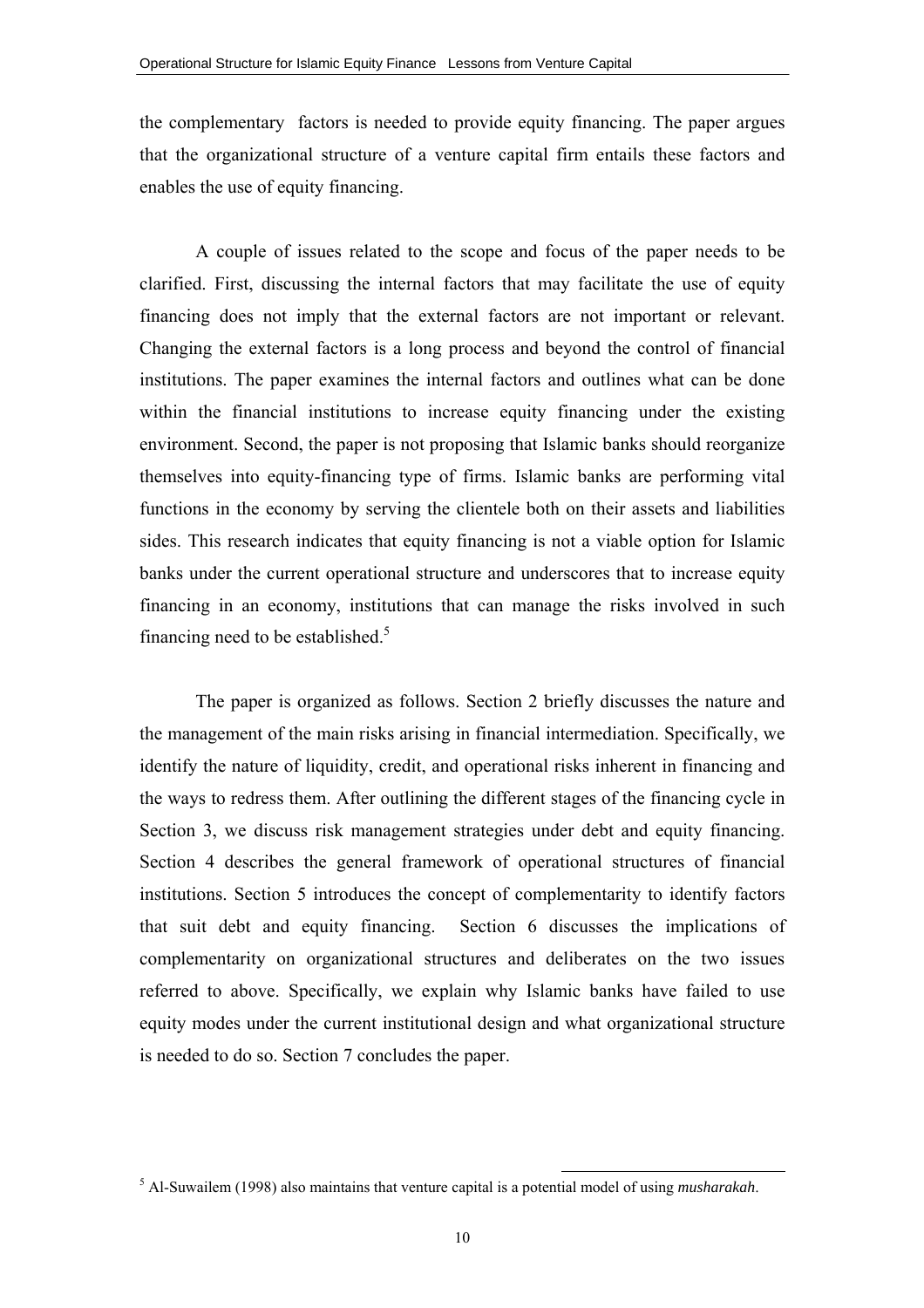the complementary factors is needed to provide equity financing. The paper argues that the organizational structure of a venture capital firm entails these factors and enables the use of equity financing.

A couple of issues related to the scope and focus of the paper needs to be clarified. First, discussing the internal factors that may facilitate the use of equity financing does not imply that the external factors are not important or relevant. Changing the external factors is a long process and beyond the control of financial institutions. The paper examines the internal factors and outlines what can be done within the financial institutions to increase equity financing under the existing environment. Second, the paper is not proposing that Islamic banks should reorganize themselves into equity-financing type of firms. Islamic banks are performing vital functions in the economy by serving the clientele both on their assets and liabilities sides. This research indicates that equity financing is not a viable option for Islamic banks under the current operational structure and underscores that to increase equity financing in an economy, institutions that can manage the risks involved in such financing need to be established.[5]

The paper is organized as follows. Section 2 briefly discusses the nature and the management of the main risks arising in financial intermediation. Specifically, we identify the nature of liquidity, credit, and operational risks inherent in financing and the ways to redress them. After outlining the different stages of the financing cycle in Section 3, we discuss risk management strategies under debt and equity financing. Section 4 describes the general framework of operational structures of financial institutions. Section 5 introduces the concept of complementarity to identify factors that suit debt and equity financing. Section 6 discusses the implications of complementarity on organizational structures and deliberates on the two issues referred to above. Specifically, we explain why Islamic banks have failed to use equity modes under the current institutional design and what organizational structure is needed to do so. Section 7 concludes the paper.

[5] Al-Suwailem (1998) also maintains that venture capital is a potential model of using *musharakah*.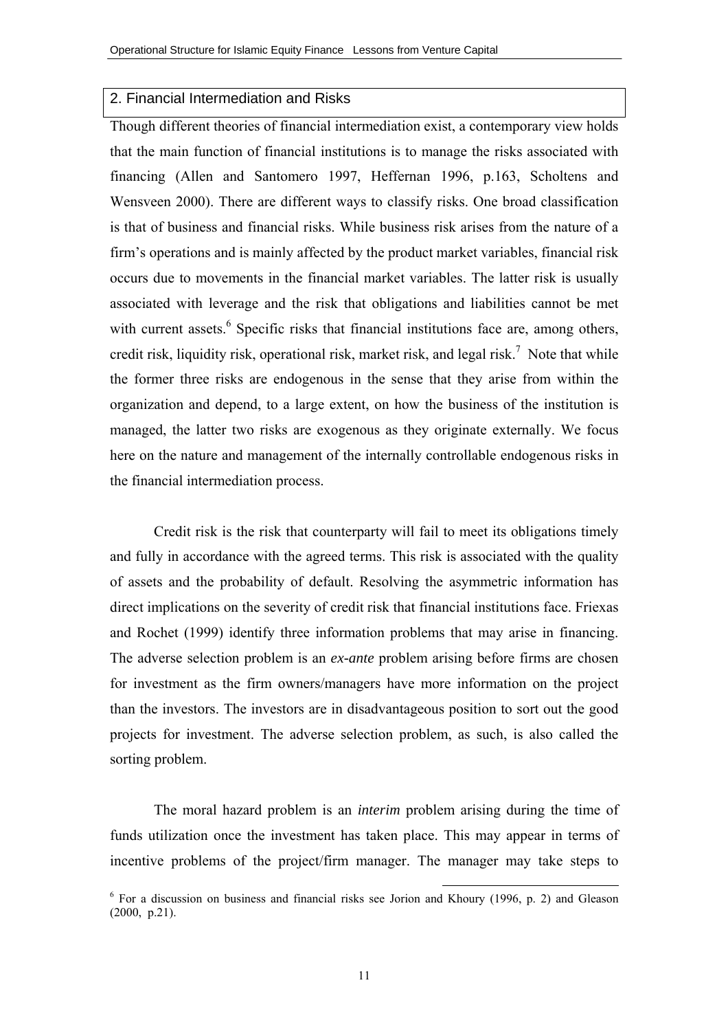## 2. Financial Intermediation and Risks

Though different theories of financial intermediation exist, a contemporary view holds that the main function of financial institutions is to manage the risks associated with financing (Allen and Santomero 1997, Heffernan 1996, p.163, Scholtens and Wensveen 2000). There are different ways to classify risks. One broad classification is that of business and financial risks. While business risk arises from the nature of a firm's operations and is mainly affected by the product market variables, financial risk occurs due to movements in the financial market variables. The latter risk is usually associated with leverage and the risk that obligations and liabilities cannot be met with current assets.[6] Specific risks that financial institutions face are, among others, credit risk, liquidity risk, operational risk, market risk, and legal risk.[7] Note that while the former three risks are endogenous in the sense that they arise from within the organization and depend, to a large extent, on how the business of the institution is managed, the latter two risks are exogenous as they originate externally. We focus here on the nature and management of the internally controllable endogenous risks in the financial intermediation process.

Credit risk is the risk that counterparty will fail to meet its obligations timely and fully in accordance with the agreed terms. This risk is associated with the quality of assets and the probability of default. Resolving the asymmetric information has direct implications on the severity of credit risk that financial institutions face. Friexas and Rochet (1999) identify three information problems that may arise in financing. The adverse selection problem is an *ex-ante* problem arising before firms are chosen for investment as the firm owners/managers have more information on the project than the investors. The investors are in disadvantageous position to sort out the good projects for investment. The adverse selection problem, as such, is also called the sorting problem.

The moral hazard problem is an *interim* problem arising during the time of funds utilization once the investment has taken place. This may appear in terms of incentive problems of the project/firm manager. The manager may take steps to

[6] For a discussion on business and financial risks see Jorion and Khoury (1996, p. 2) and Gleason (2000, p.21).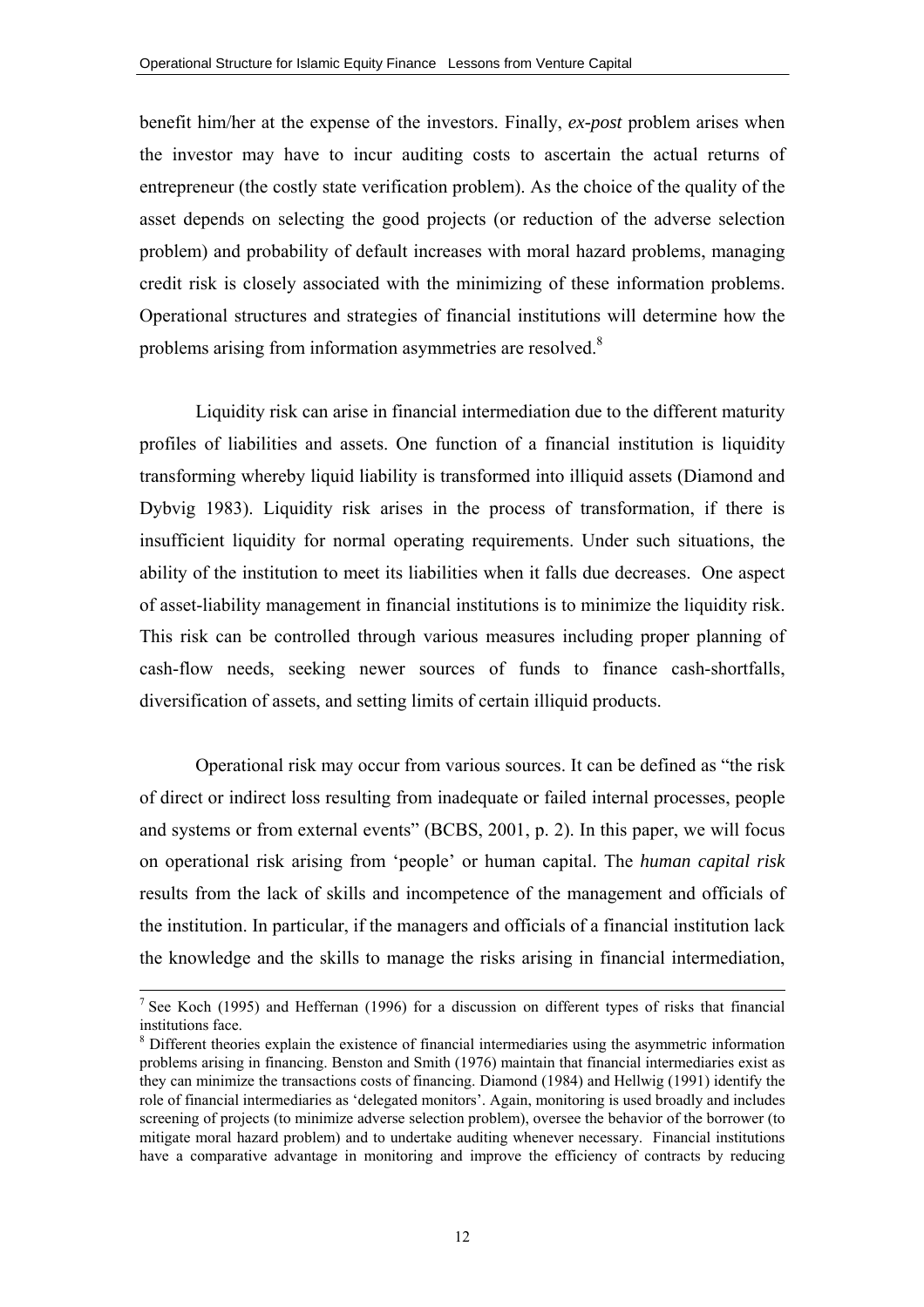benefit him/her at the expense of the investors. Finally, *ex-post* problem arises when the investor may have to incur auditing costs to ascertain the actual returns of entrepreneur (the costly state verification problem). As the choice of the quality of the asset depends on selecting the good projects (or reduction of the adverse selection problem) and probability of default increases with moral hazard problems, managing credit risk is closely associated with the minimizing of these information problems. Operational structures and strategies of financial institutions will determine how the problems arising from information asymmetries are resolved.[8]

Liquidity risk can arise in financial intermediation due to the different maturity profiles of liabilities and assets. One function of a financial institution is liquidity transforming whereby liquid liability is transformed into illiquid assets (Diamond and Dybvig 1983). Liquidity risk arises in the process of transformation, if there is insufficient liquidity for normal operating requirements. Under such situations, the ability of the institution to meet its liabilities when it falls due decreases. One aspect of asset-liability management in financial institutions is to minimize the liquidity risk. This risk can be controlled through various measures including proper planning of cash-flow needs, seeking newer sources of funds to finance cash-shortfalls, diversification of assets, and setting limits of certain illiquid products.

Operational risk may occur from various sources. It can be defined as "the risk of direct or indirect loss resulting from inadequate or failed internal processes, people and systems or from external events" (BCBS, 2001, p. 2). In this paper, we will focus on operational risk arising from 'people' or human capital. The *human capital risk* results from the lack of skills and incompetence of the management and officials of the institution. In particular, if the managers and officials of a financial institution lack the knowledge and the skills to manage the risks arising in financial intermediation,

---

[7] See Koch (1995) and Heffernan (1996) for a discussion on different types of risks that financial institutions face.

[8] Different theories explain the existence of financial intermediaries using the asymmetric information problems arising in financing. Benston and Smith (1976) maintain that financial intermediaries exist as they can minimize the transactions costs of financing. Diamond (1984) and Hellwig (1991) identify the role of financial intermediaries as 'delegated monitors'. Again, monitoring is used broadly and includes screening of projects (to minimize adverse selection problem), oversee the behavior of the borrower (to mitigate moral hazard problem) and to undertake auditing whenever necessary. Financial institutions have a comparative advantage in monitoring and improve the efficiency of contracts by reducing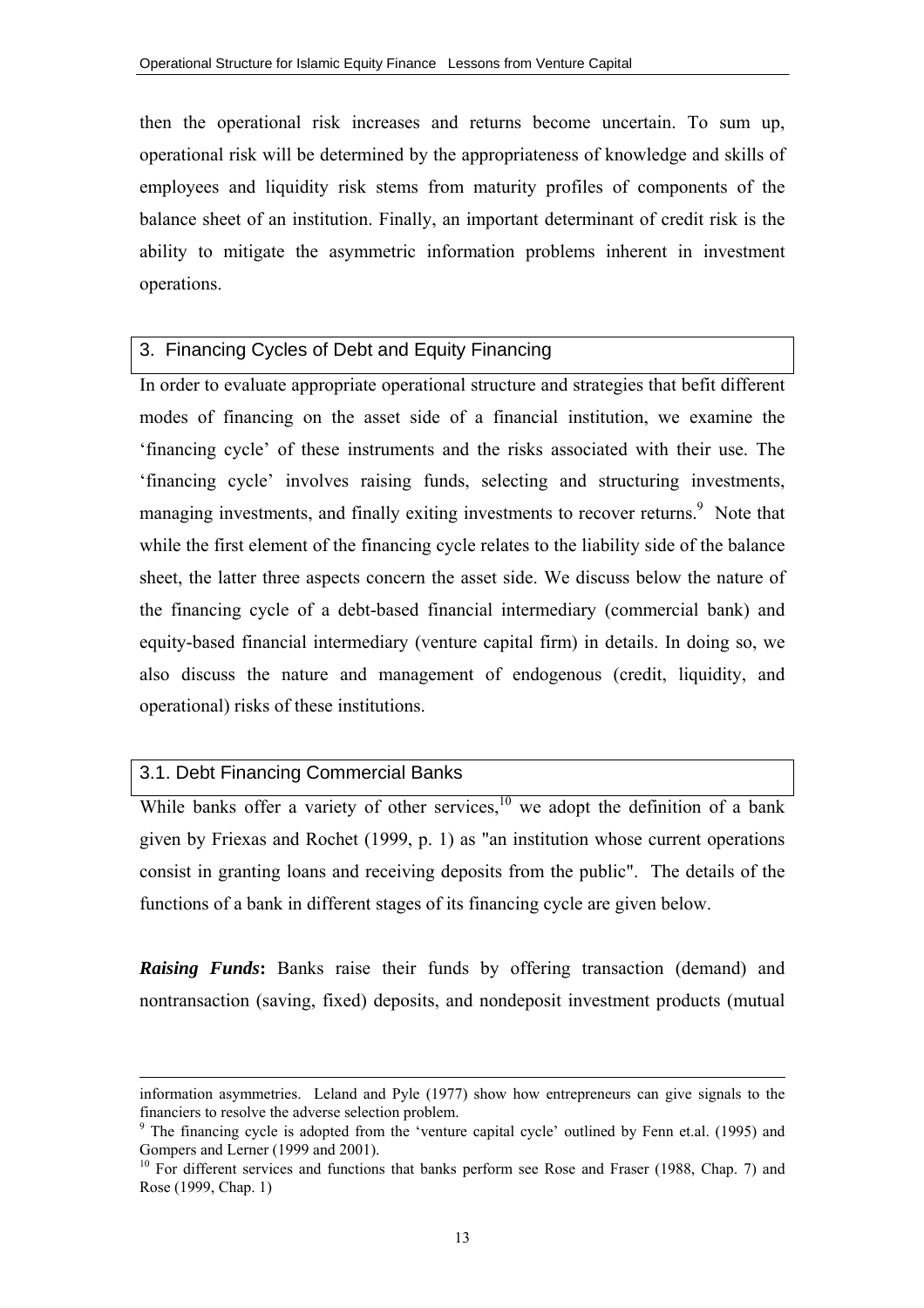then the operational risk increases and returns become uncertain. To sum up, operational risk will be determined by the appropriateness of knowledge and skills of employees and liquidity risk stems from maturity profiles of components of the balance sheet of an institution. Finally, an important determinant of credit risk is the ability to mitigate the asymmetric information problems inherent in investment operations.

## 3. Financing Cycles of Debt and Equity Financing

In order to evaluate appropriate operational structure and strategies that befit different modes of financing on the asset side of a financial institution, we examine the 'financing cycle' of these instruments and the risks associated with their use. The 'financing cycle' involves raising funds, selecting and structuring investments, managing investments, and finally exiting investments to recover returns.[9] Note that while the first element of the financing cycle relates to the liability side of the balance sheet, the latter three aspects concern the asset side. We discuss below the nature of the financing cycle of a debt-based financial intermediary (commercial bank) and equity-based financial intermediary (venture capital firm) in details. In doing so, we also discuss the nature and management of endogenous (credit, liquidity, and operational) risks of these institutions.

### 3.1. Debt Financing Commercial Banks

While banks offer a variety of other services,[10] we adopt the definition of a bank given by Friexas and Rochet (1999, p. 1) as "an institution whose current operations consist in granting loans and receiving deposits from the public". The details of the functions of a bank in different stages of its financing cycle are given below.

***Raising Funds*:** Banks raise their funds by offering transaction (demand) and nontransaction (saving, fixed) deposits, and nondeposit investment products (mutual

---

information asymmetries. Leland and Pyle (1977) show how entrepreneurs can give signals to the financiers to resolve the adverse selection problem.

[9] The financing cycle is adopted from the 'venture capital cycle' outlined by Fenn et.al. (1995) and Gompers and Lerner (1999 and 2001).

[10] For different services and functions that banks perform see Rose and Fraser (1988, Chap. 7) and Rose (1999, Chap. 1)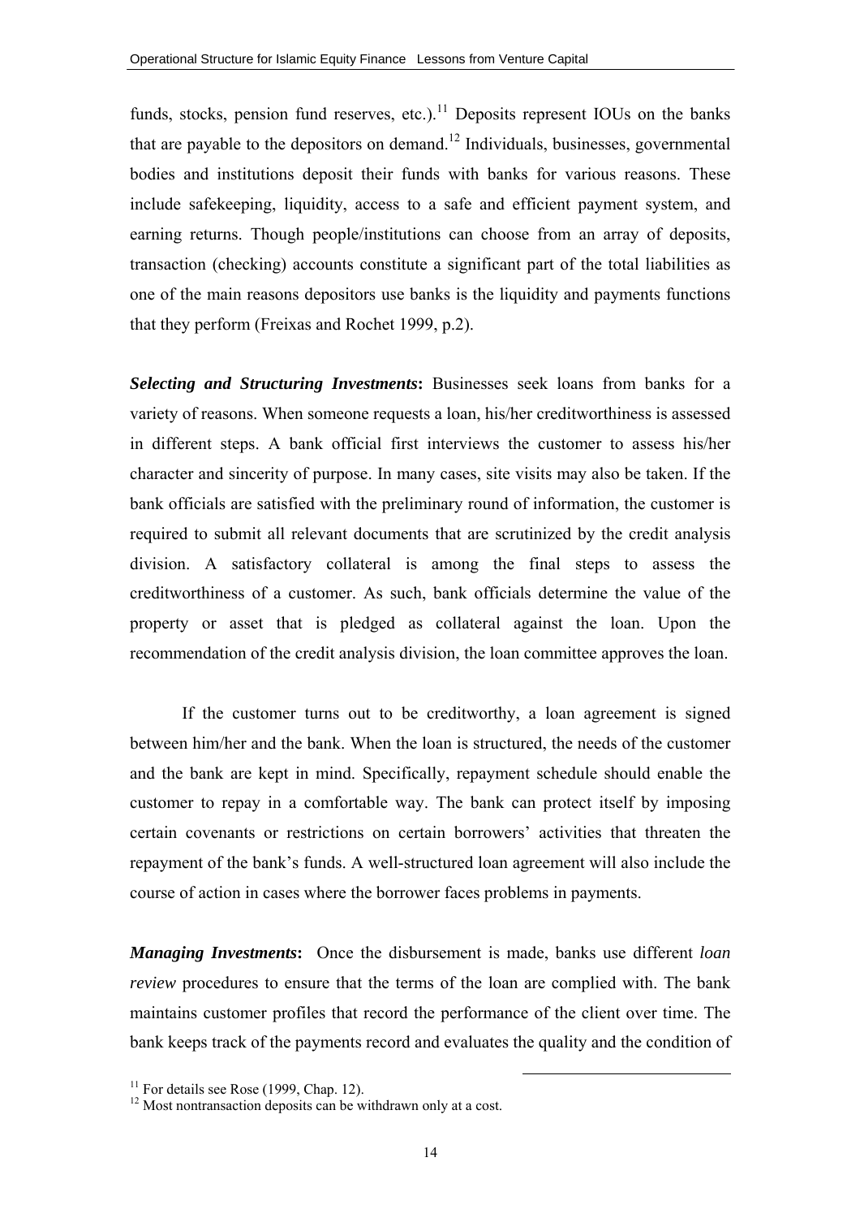funds, stocks, pension fund reserves, etc.).[11] Deposits represent IOUs on the banks that are payable to the depositors on demand.[12] Individuals, businesses, governmental bodies and institutions deposit their funds with banks for various reasons. These include safekeeping, liquidity, access to a safe and efficient payment system, and earning returns. Though people/institutions can choose from an array of deposits, transaction (checking) accounts constitute a significant part of the total liabilities as one of the main reasons depositors use banks is the liquidity and payments functions that they perform (Freixas and Rochet 1999, p.2).

***Selecting and Structuring Investments*:** Businesses seek loans from banks for a variety of reasons. When someone requests a loan, his/her creditworthiness is assessed in different steps. A bank official first interviews the customer to assess his/her character and sincerity of purpose. In many cases, site visits may also be taken. If the bank officials are satisfied with the preliminary round of information, the customer is required to submit all relevant documents that are scrutinized by the credit analysis division. A satisfactory collateral is among the final steps to assess the creditworthiness of a customer. As such, bank officials determine the value of the property or asset that is pledged as collateral against the loan. Upon the recommendation of the credit analysis division, the loan committee approves the loan.

If the customer turns out to be creditworthy, a loan agreement is signed between him/her and the bank. When the loan is structured, the needs of the customer and the bank are kept in mind. Specifically, repayment schedule should enable the customer to repay in a comfortable way. The bank can protect itself by imposing certain covenants or restrictions on certain borrowers' activities that threaten the repayment of the bank's funds. A well-structured loan agreement will also include the course of action in cases where the borrower faces problems in payments.

***Managing Investments*:** Once the disbursement is made, banks use different *loan review* procedures to ensure that the terms of the loan are complied with. The bank maintains customer profiles that record the performance of the client over time. The bank keeps track of the payments record and evaluates the quality and the condition of

[11] For details see Rose (1999, Chap. 12).

[12] Most nontransaction deposits can be withdrawn only at a cost.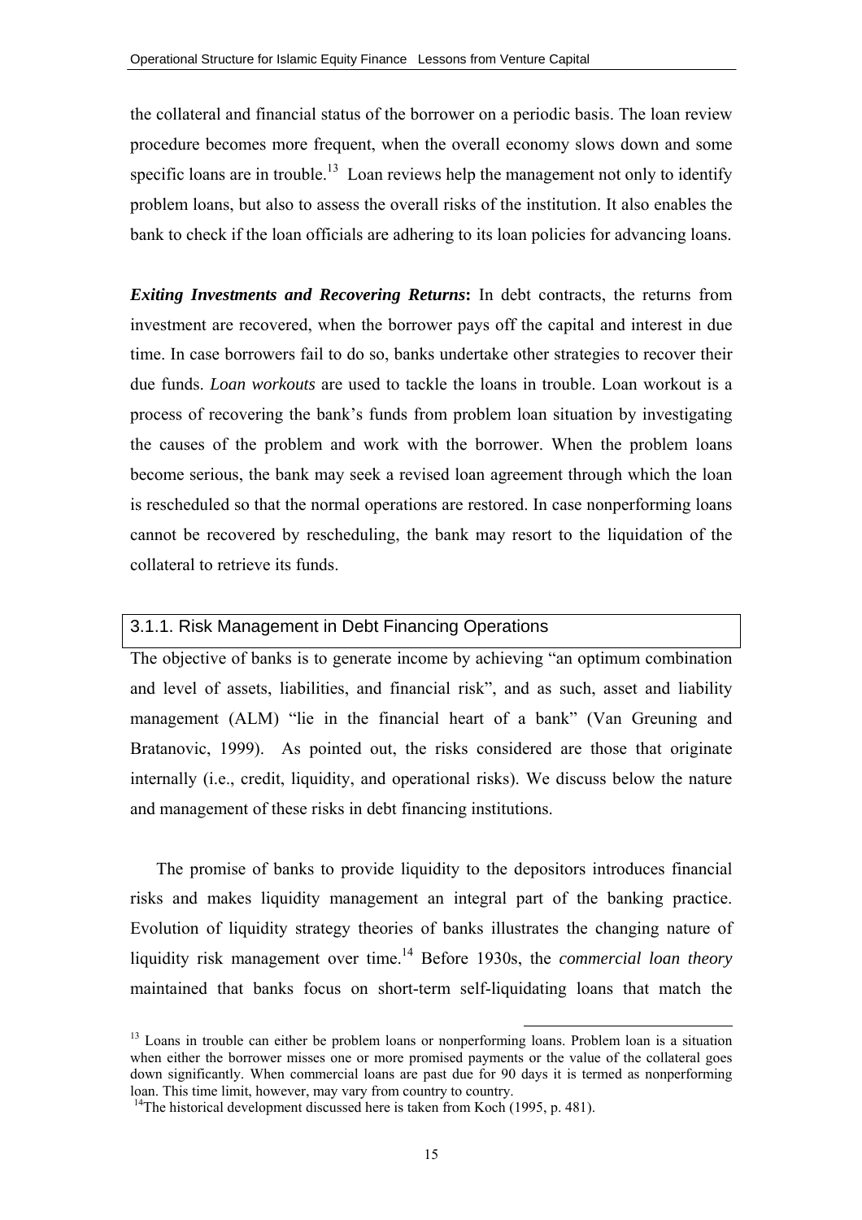the collateral and financial status of the borrower on a periodic basis. The loan review procedure becomes more frequent, when the overall economy slows down and some specific loans are in trouble.[13] Loan reviews help the management not only to identify problem loans, but also to assess the overall risks of the institution. It also enables the bank to check if the loan officials are adhering to its loan policies for advancing loans.

***Exiting Investments and Recovering Returns*:** In debt contracts, the returns from investment are recovered, when the borrower pays off the capital and interest in due time. In case borrowers fail to do so, banks undertake other strategies to recover their due funds. *Loan workouts* are used to tackle the loans in trouble. Loan workout is a process of recovering the bank's funds from problem loan situation by investigating the causes of the problem and work with the borrower. When the problem loans become serious, the bank may seek a revised loan agreement through which the loan is rescheduled so that the normal operations are restored. In case nonperforming loans cannot be recovered by rescheduling, the bank may resort to the liquidation of the collateral to retrieve its funds.

### 3.1.1. Risk Management in Debt Financing Operations

The objective of banks is to generate income by achieving "an optimum combination and level of assets, liabilities, and financial risk", and as such, asset and liability management (ALM) "lie in the financial heart of a bank" (Van Greuning and Bratanovic, 1999). As pointed out, the risks considered are those that originate internally (i.e., credit, liquidity, and operational risks). We discuss below the nature and management of these risks in debt financing institutions.

The promise of banks to provide liquidity to the depositors introduces financial risks and makes liquidity management an integral part of the banking practice. Evolution of liquidity strategy theories of banks illustrates the changing nature of liquidity risk management over time.[14] Before 1930s, the *commercial loan theory* maintained that banks focus on short-term self-liquidating loans that match the

---

[13] Loans in trouble can either be problem loans or nonperforming loans. Problem loan is a situation when either the borrower misses one or more promised payments or the value of the collateral goes down significantly. When commercial loans are past due for 90 days it is termed as nonperforming loan. This time limit, however, may vary from country to country.

[14] The historical development discussed here is taken from Koch (1995, p. 481).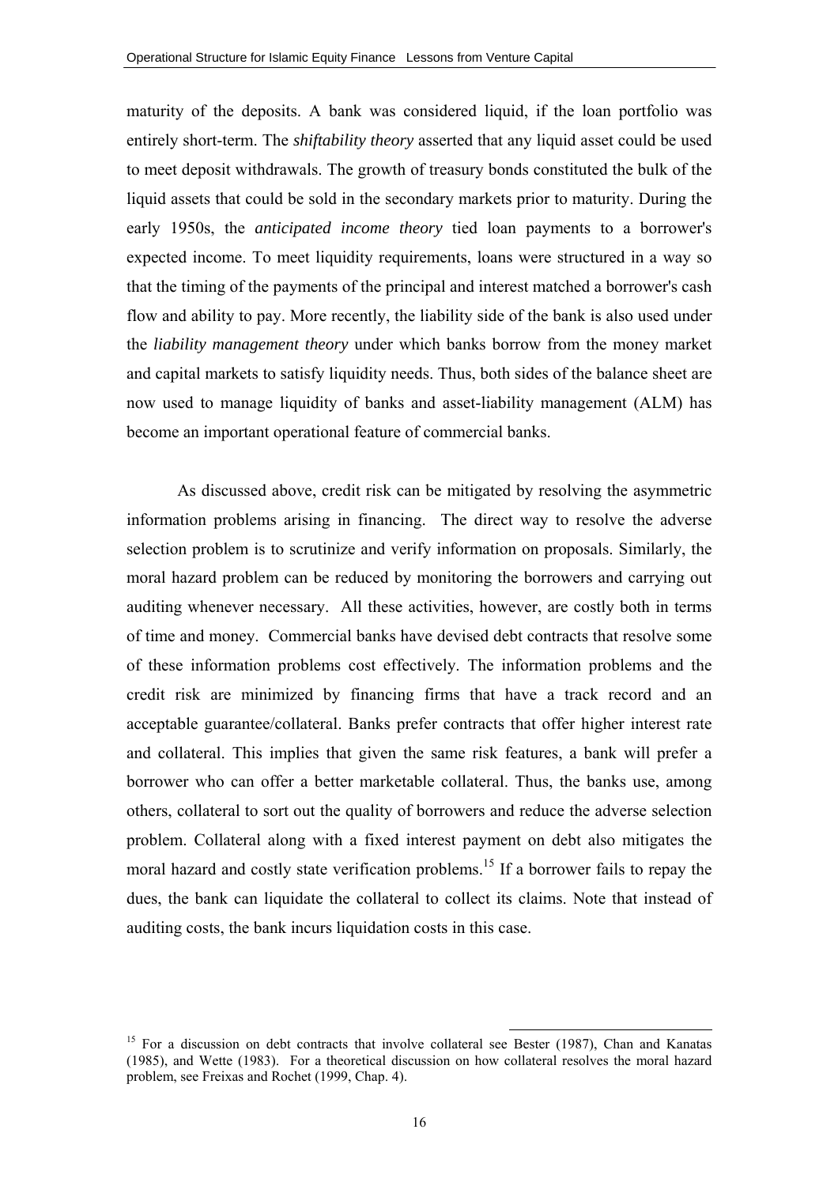maturity of the deposits. A bank was considered liquid, if the loan portfolio was entirely short-term. The *shiftability theory* asserted that any liquid asset could be used to meet deposit withdrawals. The growth of treasury bonds constituted the bulk of the liquid assets that could be sold in the secondary markets prior to maturity. During the early 1950s, the *anticipated income theory* tied loan payments to a borrower's expected income. To meet liquidity requirements, loans were structured in a way so that the timing of the payments of the principal and interest matched a borrower's cash flow and ability to pay. More recently, the liability side of the bank is also used under the *liability management theory* under which banks borrow from the money market and capital markets to satisfy liquidity needs. Thus, both sides of the balance sheet are now used to manage liquidity of banks and asset-liability management (ALM) has become an important operational feature of commercial banks.

As discussed above, credit risk can be mitigated by resolving the asymmetric information problems arising in financing. The direct way to resolve the adverse selection problem is to scrutinize and verify information on proposals. Similarly, the moral hazard problem can be reduced by monitoring the borrowers and carrying out auditing whenever necessary. All these activities, however, are costly both in terms of time and money. Commercial banks have devised debt contracts that resolve some of these information problems cost effectively. The information problems and the credit risk are minimized by financing firms that have a track record and an acceptable guarantee/collateral. Banks prefer contracts that offer higher interest rate and collateral. This implies that given the same risk features, a bank will prefer a borrower who can offer a better marketable collateral. Thus, the banks use, among others, collateral to sort out the quality of borrowers and reduce the adverse selection problem. Collateral along with a fixed interest payment on debt also mitigates the moral hazard and costly state verification problems.[15] If a borrower fails to repay the dues, the bank can liquidate the collateral to collect its claims. Note that instead of auditing costs, the bank incurs liquidation costs in this case.

[15] For a discussion on debt contracts that involve collateral see Bester (1987), Chan and Kanatas (1985), and Wette (1983). For a theoretical discussion on how collateral resolves the moral hazard problem, see Freixas and Rochet (1999, Chap. 4).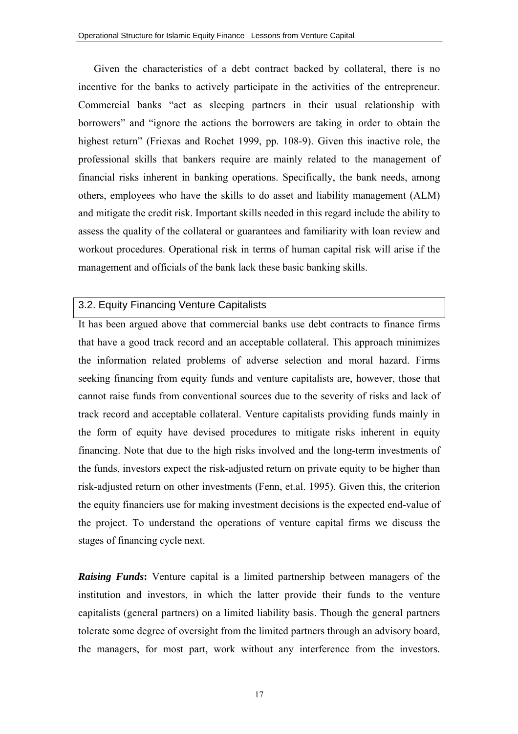Given the characteristics of a debt contract backed by collateral, there is no incentive for the banks to actively participate in the activities of the entrepreneur. Commercial banks "act as sleeping partners in their usual relationship with borrowers" and "ignore the actions the borrowers are taking in order to obtain the highest return" (Friexas and Rochet 1999, pp. 108-9). Given this inactive role, the professional skills that bankers require are mainly related to the management of financial risks inherent in banking operations. Specifically, the bank needs, among others, employees who have the skills to do asset and liability management (ALM) and mitigate the credit risk. Important skills needed in this regard include the ability to assess the quality of the collateral or guarantees and familiarity with loan review and workout procedures. Operational risk in terms of human capital risk will arise if the management and officials of the bank lack these basic banking skills.

## 3.2. Equity Financing Venture Capitalists

It has been argued above that commercial banks use debt contracts to finance firms that have a good track record and an acceptable collateral. This approach minimizes the information related problems of adverse selection and moral hazard. Firms seeking financing from equity funds and venture capitalists are, however, those that cannot raise funds from conventional sources due to the severity of risks and lack of track record and acceptable collateral. Venture capitalists providing funds mainly in the form of equity have devised procedures to mitigate risks inherent in equity financing. Note that due to the high risks involved and the long-term investments of the funds, investors expect the risk-adjusted return on private equity to be higher than risk-adjusted return on other investments (Fenn, et.al. 1995). Given this, the criterion the equity financiers use for making investment decisions is the expected end-value of the project. To understand the operations of venture capital firms we discuss the stages of financing cycle next.

***Raising Funds*:** Venture capital is a limited partnership between managers of the institution and investors, in which the latter provide their funds to the venture capitalists (general partners) on a limited liability basis. Though the general partners tolerate some degree of oversight from the limited partners through an advisory board, the managers, for most part, work without any interference from the investors.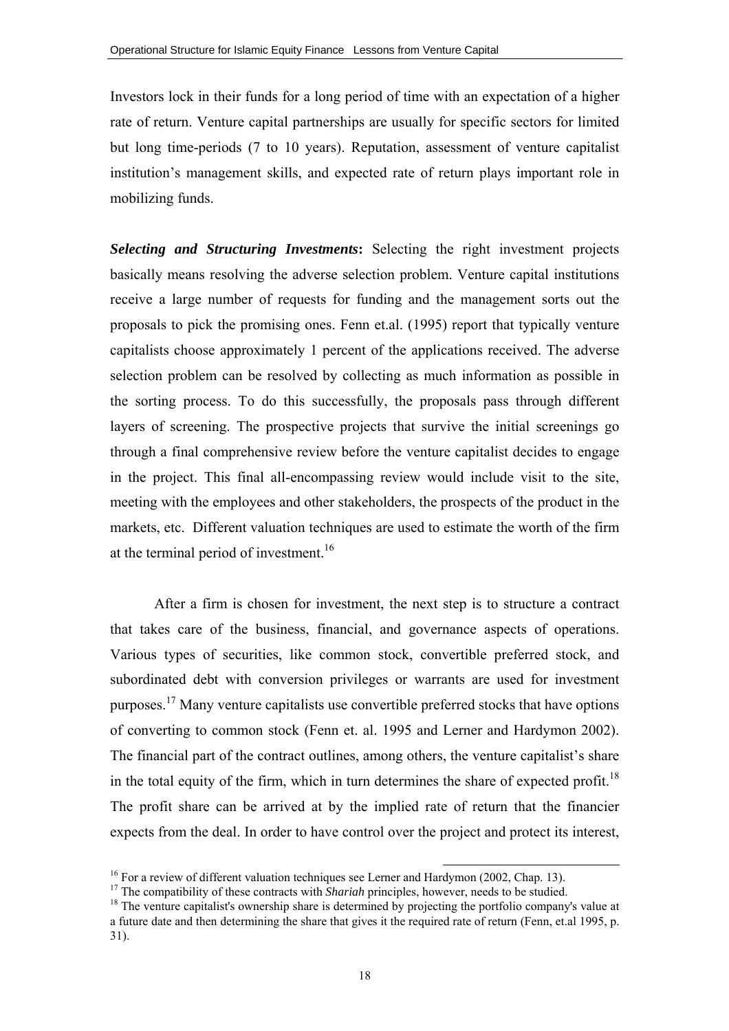Investors lock in their funds for a long period of time with an expectation of a higher rate of return. Venture capital partnerships are usually for specific sectors for limited but long time-periods (7 to 10 years). Reputation, assessment of venture capitalist institution's management skills, and expected rate of return plays important role in mobilizing funds.

***Selecting and Structuring Investments*:** Selecting the right investment projects basically means resolving the adverse selection problem. Venture capital institutions receive a large number of requests for funding and the management sorts out the proposals to pick the promising ones. Fenn et.al. (1995) report that typically venture capitalists choose approximately 1 percent of the applications received. The adverse selection problem can be resolved by collecting as much information as possible in the sorting process. To do this successfully, the proposals pass through different layers of screening. The prospective projects that survive the initial screenings go through a final comprehensive review before the venture capitalist decides to engage in the project. This final all-encompassing review would include visit to the site, meeting with the employees and other stakeholders, the prospects of the product in the markets, etc. Different valuation techniques are used to estimate the worth of the firm at the terminal period of investment.[16]

After a firm is chosen for investment, the next step is to structure a contract that takes care of the business, financial, and governance aspects of operations. Various types of securities, like common stock, convertible preferred stock, and subordinated debt with conversion privileges or warrants are used for investment purposes.[17] Many venture capitalists use convertible preferred stocks that have options of converting to common stock (Fenn et. al. 1995 and Lerner and Hardymon 2002). The financial part of the contract outlines, among others, the venture capitalist's share in the total equity of the firm, which in turn determines the share of expected profit.[18] The profit share can be arrived at by the implied rate of return that the financier expects from the deal. In order to have control over the project and protect its interest,

[16] For a review of different valuation techniques see Lerner and Hardymon (2002, Chap. 13).

[17] The compatibility of these contracts with *Shariah* principles, however, needs to be studied.

[18] The venture capitalist's ownership share is determined by projecting the portfolio company's value at a future date and then determining the share that gives it the required rate of return (Fenn, et.al 1995, p. 31).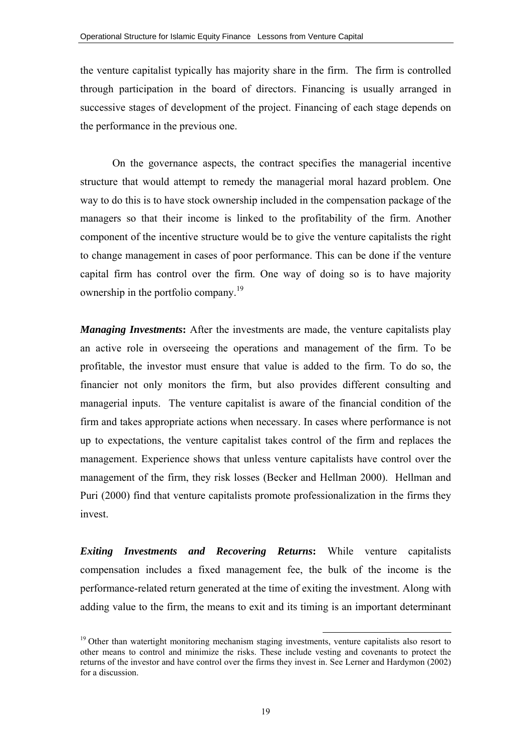the venture capitalist typically has majority share in the firm. The firm is controlled through participation in the board of directors. Financing is usually arranged in successive stages of development of the project. Financing of each stage depends on the performance in the previous one.

On the governance aspects, the contract specifies the managerial incentive structure that would attempt to remedy the managerial moral hazard problem. One way to do this is to have stock ownership included in the compensation package of the managers so that their income is linked to the profitability of the firm. Another component of the incentive structure would be to give the venture capitalists the right to change management in cases of poor performance. This can be done if the venture capital firm has control over the firm. One way of doing so is to have majority ownership in the portfolio company.[19]

***Managing Investments*:** After the investments are made, the venture capitalists play an active role in overseeing the operations and management of the firm. To be profitable, the investor must ensure that value is added to the firm. To do so, the financier not only monitors the firm, but also provides different consulting and managerial inputs. The venture capitalist is aware of the financial condition of the firm and takes appropriate actions when necessary. In cases where performance is not up to expectations, the venture capitalist takes control of the firm and replaces the management. Experience shows that unless venture capitalists have control over the management of the firm, they risk losses (Becker and Hellman 2000). Hellman and Puri (2000) find that venture capitalists promote professionalization in the firms they invest.

***Exiting Investments and Recovering Returns*:** While venture capitalists compensation includes a fixed management fee, the bulk of the income is the performance-related return generated at the time of exiting the investment. Along with adding value to the firm, the means to exit and its timing is an important determinant

---

[19] Other than watertight monitoring mechanism staging investments, venture capitalists also resort to other means to control and minimize the risks. These include vesting and covenants to protect the returns of the investor and have control over the firms they invest in. See Lerner and Hardymon (2002) for a discussion.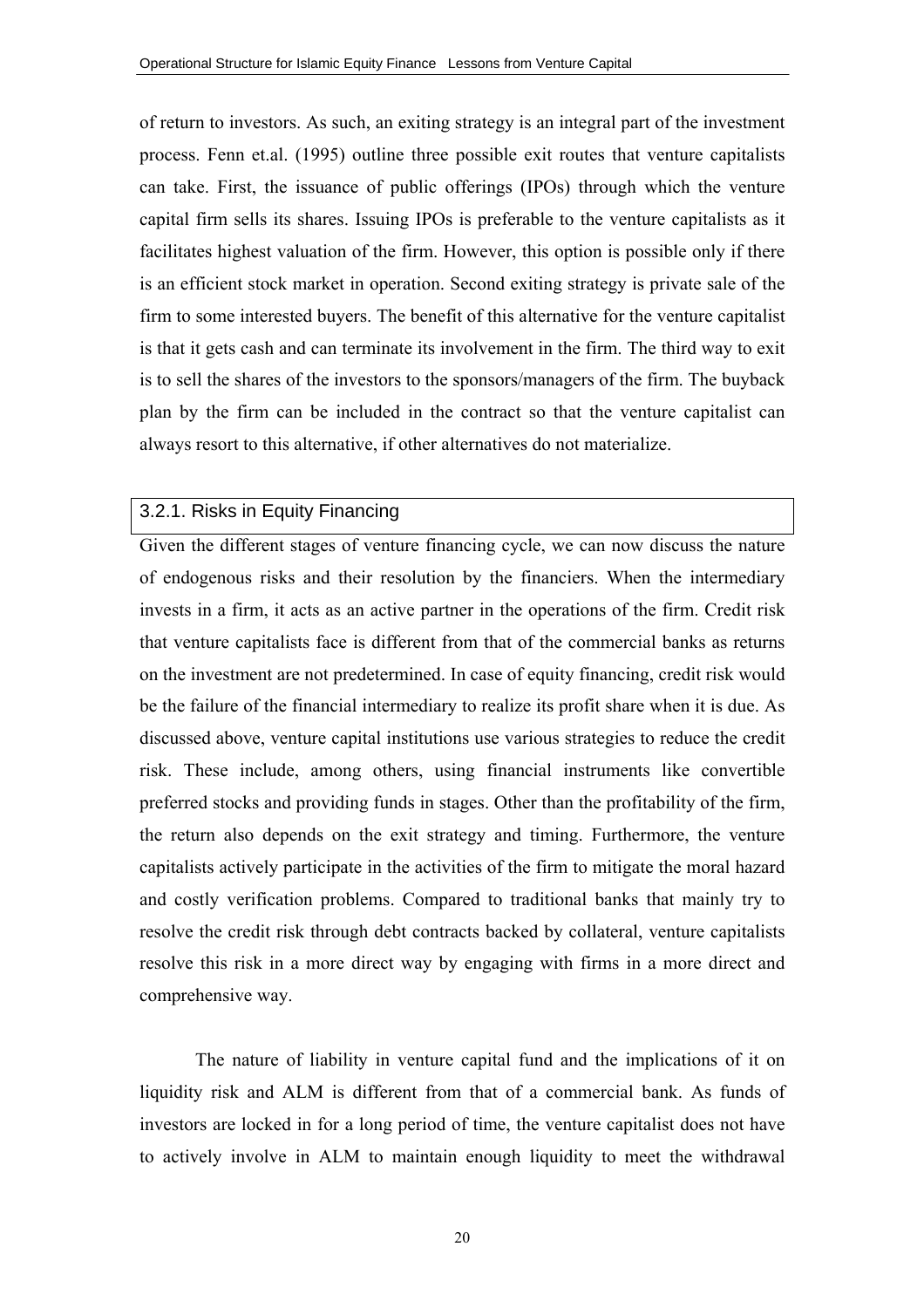of return to investors. As such, an exiting strategy is an integral part of the investment process. Fenn et.al. (1995) outline three possible exit routes that venture capitalists can take. First, the issuance of public offerings (IPOs) through which the venture capital firm sells its shares. Issuing IPOs is preferable to the venture capitalists as it facilitates highest valuation of the firm. However, this option is possible only if there is an efficient stock market in operation. Second exiting strategy is private sale of the firm to some interested buyers. The benefit of this alternative for the venture capitalist is that it gets cash and can terminate its involvement in the firm. The third way to exit is to sell the shares of the investors to the sponsors/managers of the firm. The buyback plan by the firm can be included in the contract so that the venture capitalist can always resort to this alternative, if other alternatives do not materialize.

### 3.2.1. Risks in Equity Financing

Given the different stages of venture financing cycle, we can now discuss the nature of endogenous risks and their resolution by the financiers. When the intermediary invests in a firm, it acts as an active partner in the operations of the firm. Credit risk that venture capitalists face is different from that of the commercial banks as returns on the investment are not predetermined. In case of equity financing, credit risk would be the failure of the financial intermediary to realize its profit share when it is due. As discussed above, venture capital institutions use various strategies to reduce the credit risk. These include, among others, using financial instruments like convertible preferred stocks and providing funds in stages. Other than the profitability of the firm, the return also depends on the exit strategy and timing. Furthermore, the venture capitalists actively participate in the activities of the firm to mitigate the moral hazard and costly verification problems. Compared to traditional banks that mainly try to resolve the credit risk through debt contracts backed by collateral, venture capitalists resolve this risk in a more direct way by engaging with firms in a more direct and comprehensive way.

The nature of liability in venture capital fund and the implications of it on liquidity risk and ALM is different from that of a commercial bank. As funds of investors are locked in for a long period of time, the venture capitalist does not have to actively involve in ALM to maintain enough liquidity to meet the withdrawal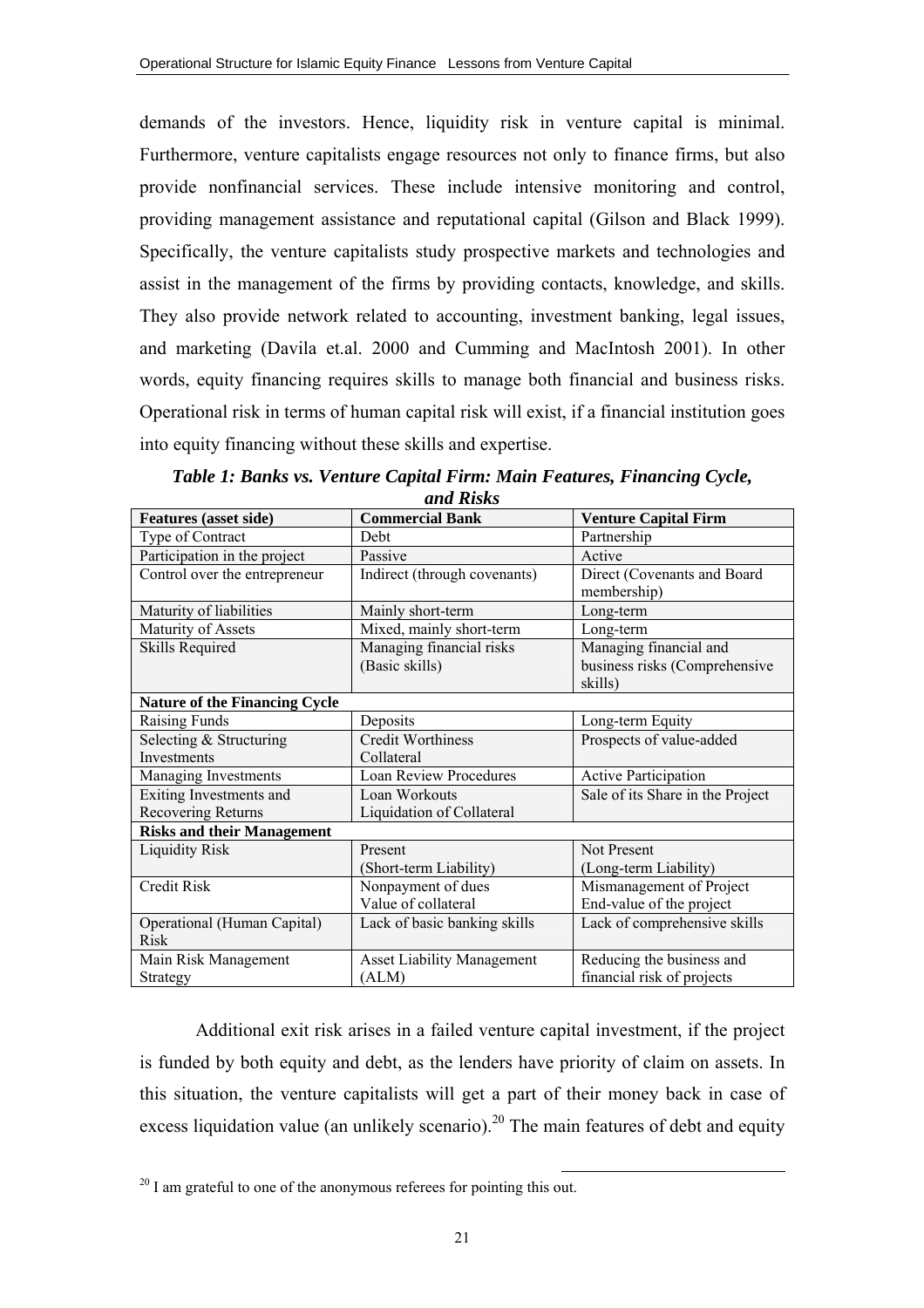demands of the investors. Hence, liquidity risk in venture capital is minimal. Furthermore, venture capitalists engage resources not only to finance firms, but also provide nonfinancial services. These include intensive monitoring and control, providing management assistance and reputational capital (Gilson and Black 1999). Specifically, the venture capitalists study prospective markets and technologies and assist in the management of the firms by providing contacts, knowledge, and skills. They also provide network related to accounting, investment banking, legal issues, and marketing (Davila et.al. 2000 and Cumming and MacIntosh 2001). In other words, equity financing requires skills to manage both financial and business risks. Operational risk in terms of human capital risk will exist, if a financial institution goes into equity financing without these skills and expertise.

***Table 1: Banks vs. Venture Capital Firm: Main Features, Financing Cycle, and Risks***

| **Features (asset side)** | **Commercial Bank** | **Venture Capital Firm** |
|---|---|---|
| Type of Contract | Debt | Partnership |
| Participation in the project | Passive | Active |
| Control over the entrepreneur | Indirect (through covenants) | Direct (Covenants and Board membership) |
| Maturity of liabilities | Mainly short-term | Long-term |
| Maturity of Assets | Mixed, mainly short-term | Long-term |
| Skills Required | Managing financial risks (Basic skills) | Managing financial and business risks (Comprehensive skills) |
| **Nature of the Financing Cycle** | | |
| Raising Funds | Deposits | Long-term Equity |
| Selecting & Structuring Investments | Credit Worthiness Collateral | Prospects of value-added |
| Managing Investments | Loan Review Procedures | Active Participation |
| Exiting Investments and Recovering Returns | Loan Workouts Liquidation of Collateral | Sale of its Share in the Project |
| **Risks and their Management** | | |
| Liquidity Risk | Present (Short-term Liability) | Not Present (Long-term Liability) |
| Credit Risk | Nonpayment of dues Value of collateral | Mismanagement of Project End-value of the project |
| Operational (Human Capital) Risk | Lack of basic banking skills | Lack of comprehensive skills |
| Main Risk Management Strategy | Asset Liability Management (ALM) | Reducing the business and financial risk of projects |

Additional exit risk arises in a failed venture capital investment, if the project is funded by both equity and debt, as the lenders have priority of claim on assets. In this situation, the venture capitalists will get a part of their money back in case of excess liquidation value (an unlikely scenario).[20] The main features of debt and equity

[20] I am grateful to one of the anonymous referees for pointing this out.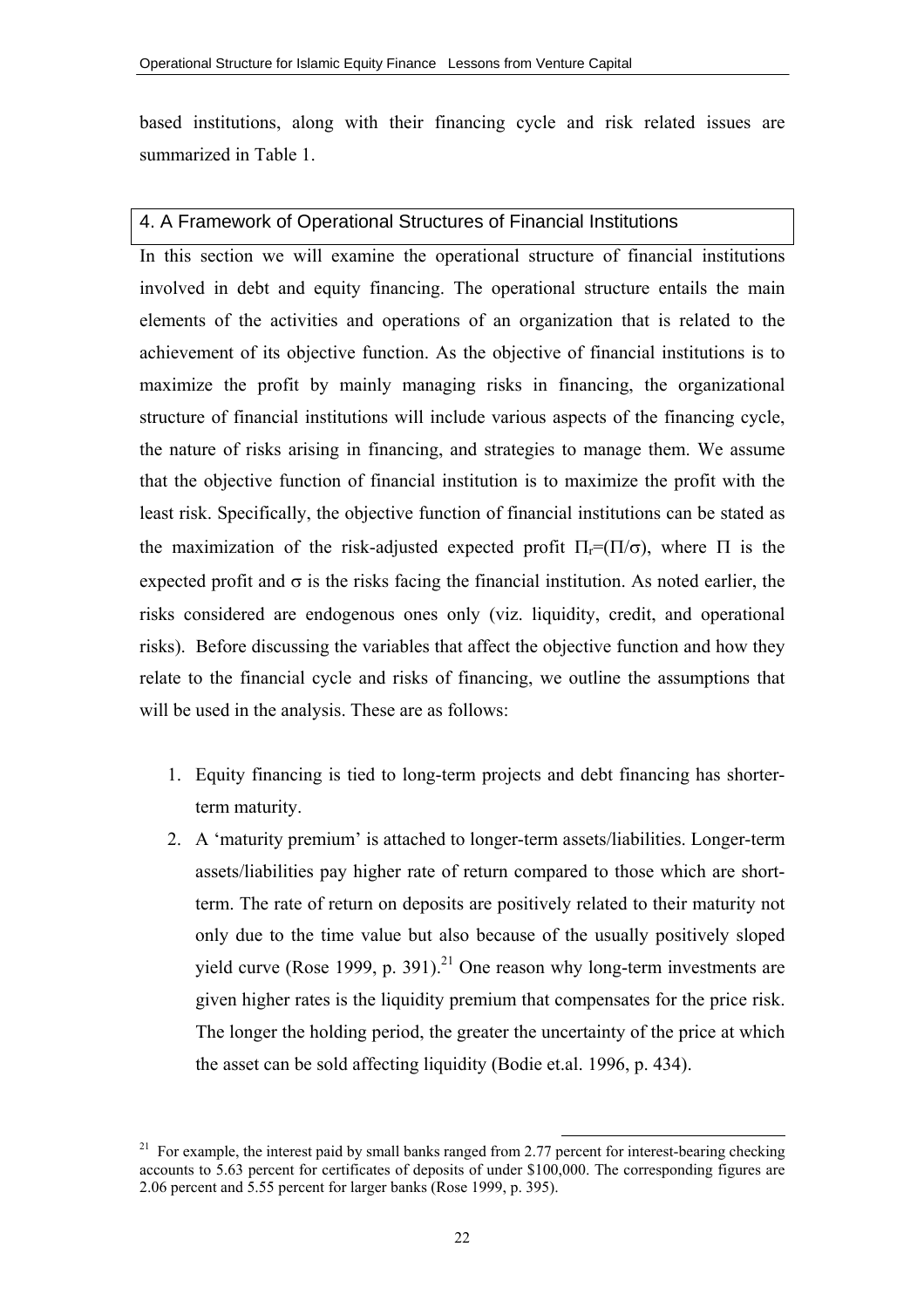based institutions, along with their financing cycle and risk related issues are summarized in Table 1.

## 4. A Framework of Operational Structures of Financial Institutions

In this section we will examine the operational structure of financial institutions involved in debt and equity financing. The operational structure entails the main elements of the activities and operations of an organization that is related to the achievement of its objective function. As the objective of financial institutions is to maximize the profit by mainly managing risks in financing, the organizational structure of financial institutions will include various aspects of the financing cycle, the nature of risks arising in financing, and strategies to manage them. We assume that the objective function of financial institution is to maximize the profit with the least risk. Specifically, the objective function of financial institutions can be stated as the maximization of the risk-adjusted expected profit $\Pi_r=(\Pi/\sigma)$, where $\Pi$ is the expected profit and $\sigma$ is the risks facing the financial institution. As noted earlier, the risks considered are endogenous ones only (viz. liquidity, credit, and operational risks). Before discussing the variables that affect the objective function and how they relate to the financial cycle and risks of financing, we outline the assumptions that will be used in the analysis. These are as follows:

1. Equity financing is tied to long-term projects and debt financing has shorter-term maturity.
2. A 'maturity premium' is attached to longer-term assets/liabilities. Longer-term assets/liabilities pay higher rate of return compared to those which are short-term. The rate of return on deposits are positively related to their maturity not only due to the time value but also because of the usually positively sloped yield curve (Rose 1999, p. 391).[21] One reason why long-term investments are given higher rates is the liquidity premium that compensates for the price risk. The longer the holding period, the greater the uncertainty of the price at which the asset can be sold affecting liquidity (Bodie et.al. 1996, p. 434).

[21] For example, the interest paid by small banks ranged from 2.77 percent for interest-bearing checking accounts to 5.63 percent for certificates of deposits of under $100,000. The corresponding figures are 2.06 percent and 5.55 percent for larger banks (Rose 1999, p. 395).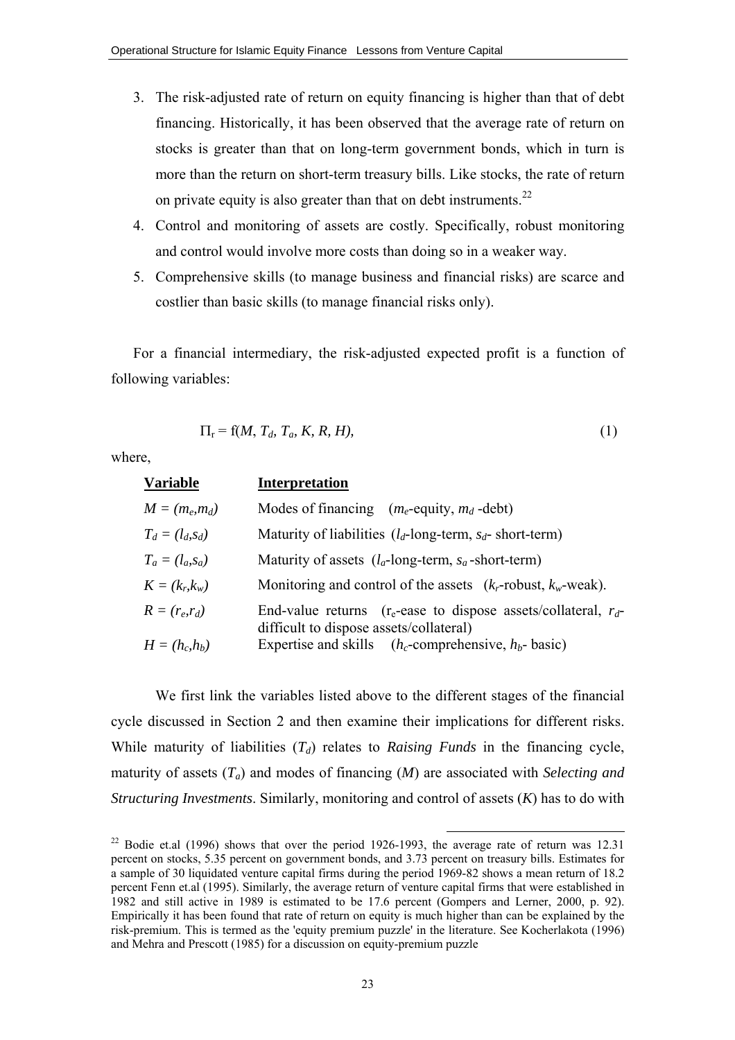3. The risk-adjusted rate of return on equity financing is higher than that of debt financing. Historically, it has been observed that the average rate of return on stocks is greater than that on long-term government bonds, which in turn is more than the return on short-term treasury bills. Like stocks, the rate of return on private equity is also greater than that on debt instruments.[22]
4. Control and monitoring of assets are costly. Specifically, robust monitoring and control would involve more costs than doing so in a weaker way.
5. Comprehensive skills (to manage business and financial risks) are scarce and costlier than basic skills (to manage financial risks only).

For a financial intermediary, the risk-adjusted expected profit is a function of following variables:

$$\Pi_r = f(M, T_d, T_a, K, R, H), \tag{1}$$

where,

| **Variable** | **Interpretation** |
|---|---|
| $M = (m_e, m_d)$ | Modes of financing ($m_e$-equity, $m_d$-debt) |
| $T_d = (l_d, s_d)$ | Maturity of liabilities ($l_d$-long-term, $s_d$- short-term) |
| $T_a = (l_a, s_a)$ | Maturity of assets ($l_a$-long-term, $s_a$-short-term) |
| $K = (k_r, k_w)$ | Monitoring and control of the assets ($k_r$-robust, $k_w$-weak). |
| $R = (r_e, r_d)$ | End-value returns ($r_e$-ease to dispose assets/collateral, $r_d$-difficult to dispose assets/collateral) |
| $H = (h_c, h_b)$ | Expertise and skills ($h_c$-comprehensive, $h_b$- basic) |

We first link the variables listed above to the different stages of the financial cycle discussed in Section 2 and then examine their implications for different risks. While maturity of liabilities ($T_d$) relates to *Raising Funds* in the financing cycle, maturity of assets ($T_a$) and modes of financing ($M$) are associated with *Selecting and Structuring Investments*. Similarly, monitoring and control of assets ($K$) has to do with

[22] Bodie et.al (1996) shows that over the period 1926-1993, the average rate of return was 12.31 percent on stocks, 5.35 percent on government bonds, and 3.73 percent on treasury bills. Estimates for a sample of 30 liquidated venture capital firms during the period 1969-82 shows a mean return of 18.2 percent Fenn et.al (1995). Similarly, the average return of venture capital firms that were established in 1982 and still active in 1989 is estimated to be 17.6 percent (Gompers and Lerner, 2000, p. 92). Empirically it has been found that rate of return on equity is much higher than can be explained by the risk-premium. This is termed as the 'equity premium puzzle' in the literature. See Kocherlakota (1996) and Mehra and Prescott (1985) for a discussion on equity-premium puzzle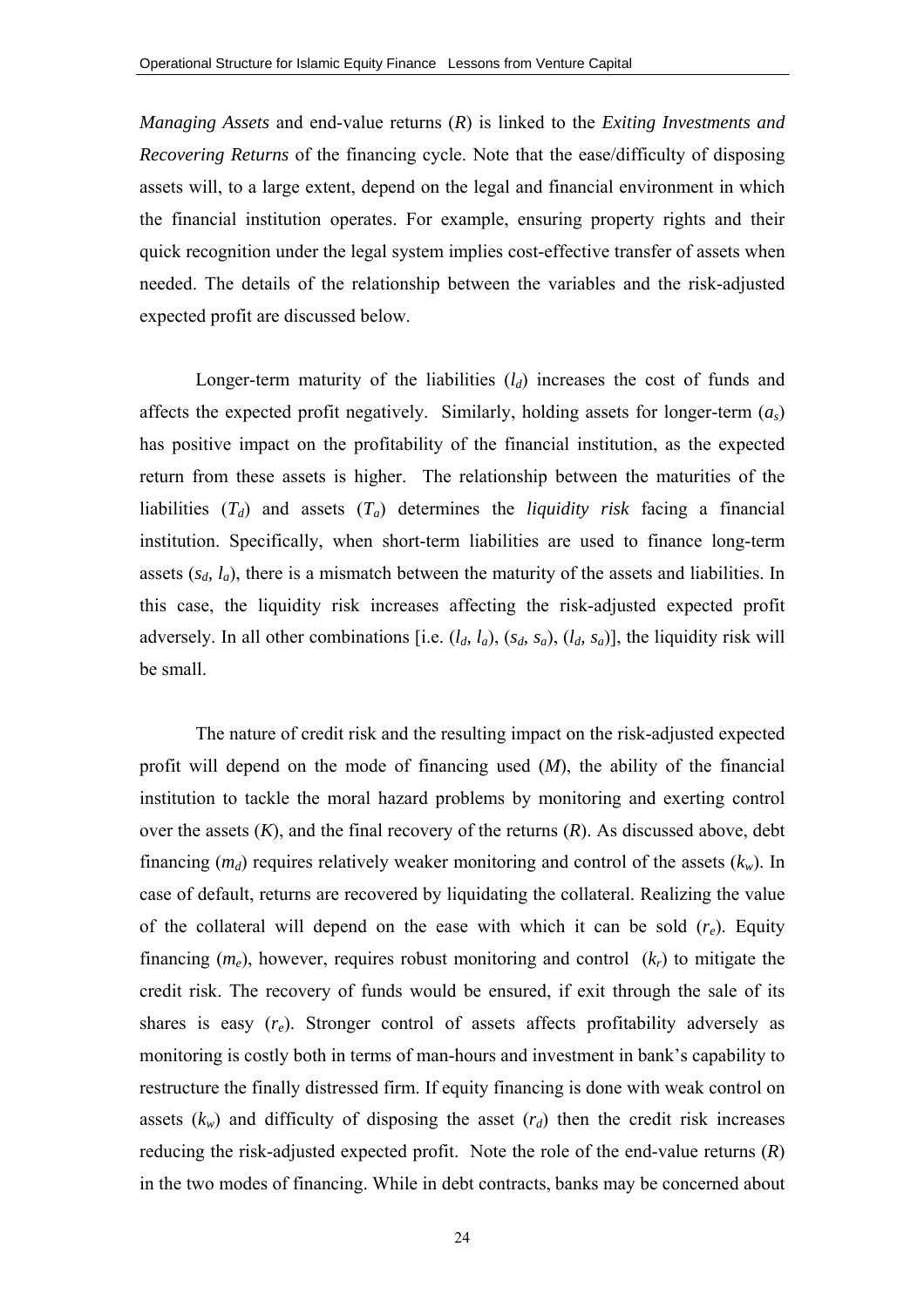*Managing Assets* and end-value returns ($R$) is linked to the *Exiting Investments and Recovering Returns* of the financing cycle. Note that the ease/difficulty of disposing assets will, to a large extent, depend on the legal and financial environment in which the financial institution operates. For example, ensuring property rights and their quick recognition under the legal system implies cost-effective transfer of assets when needed. The details of the relationship between the variables and the risk-adjusted expected profit are discussed below.

Longer-term maturity of the liabilities ($l_d$) increases the cost of funds and affects the expected profit negatively. Similarly, holding assets for longer-term ($a_s$) has positive impact on the profitability of the financial institution, as the expected return from these assets is higher. The relationship between the maturities of the liabilities ($T_d$) and assets ($T_a$) determines the *liquidity risk* facing a financial institution. Specifically, when short-term liabilities are used to finance long-term assets ($s_d$, $l_a$), there is a mismatch between the maturity of the assets and liabilities. In this case, the liquidity risk increases affecting the risk-adjusted expected profit adversely. In all other combinations [i.e. ($l_d$, $l_a$), ($s_d$, $s_a$), ($l_d$, $s_a$)], the liquidity risk will be small.

The nature of credit risk and the resulting impact on the risk-adjusted expected profit will depend on the mode of financing used ($M$), the ability of the financial institution to tackle the moral hazard problems by monitoring and exerting control over the assets ($K$), and the final recovery of the returns ($R$). As discussed above, debt financing ($m_d$) requires relatively weaker monitoring and control of the assets ($k_w$). In case of default, returns are recovered by liquidating the collateral. Realizing the value of the collateral will depend on the ease with which it can be sold ($r_e$). Equity financing ($m_e$), however, requires robust monitoring and control ($k_r$) to mitigate the credit risk. The recovery of funds would be ensured, if exit through the sale of its shares is easy ($r_e$). Stronger control of assets affects profitability adversely as monitoring is costly both in terms of man-hours and investment in bank's capability to restructure the finally distressed firm. If equity financing is done with weak control on assets ($k_w$) and difficulty of disposing the asset ($r_d$) then the credit risk increases reducing the risk-adjusted expected profit. Note the role of the end-value returns ($R$) in the two modes of financing. While in debt contracts, banks may be concerned about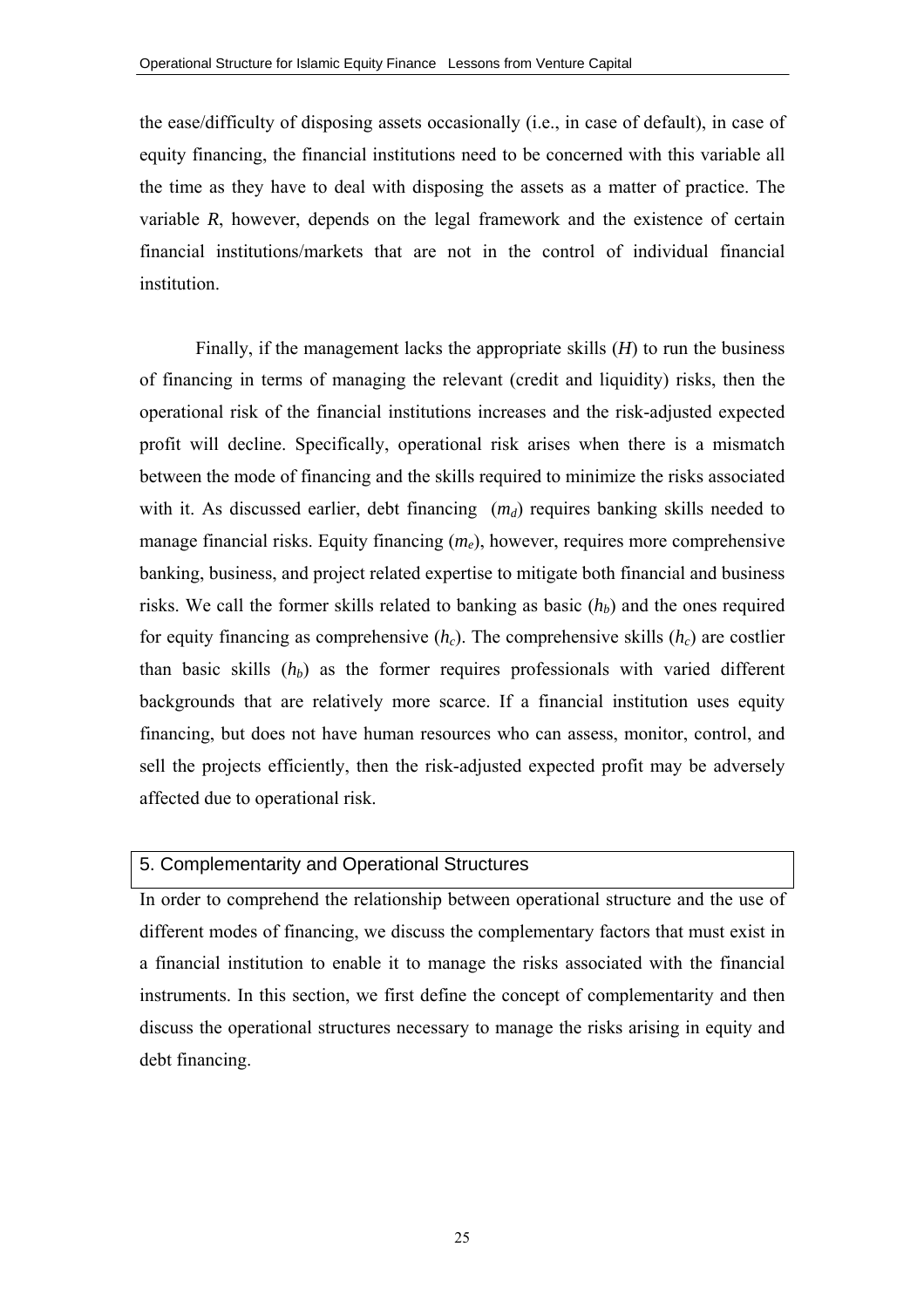the ease/difficulty of disposing assets occasionally (i.e., in case of default), in case of equity financing, the financial institutions need to be concerned with this variable all the time as they have to deal with disposing the assets as a matter of practice. The variable *R*, however, depends on the legal framework and the existence of certain financial institutions/markets that are not in the control of individual financial institution.

Finally, if the management lacks the appropriate skills (*H*) to run the business of financing in terms of managing the relevant (credit and liquidity) risks, then the operational risk of the financial institutions increases and the risk-adjusted expected profit will decline. Specifically, operational risk arises when there is a mismatch between the mode of financing and the skills required to minimize the risks associated with it. As discussed earlier, debt financing ($m_d$) requires banking skills needed to manage financial risks. Equity financing ($m_e$), however, requires more comprehensive banking, business, and project related expertise to mitigate both financial and business risks. We call the former skills related to banking as basic ($h_b$) and the ones required for equity financing as comprehensive ($h_c$). The comprehensive skills ($h_c$) are costlier than basic skills ($h_b$) as the former requires professionals with varied different backgrounds that are relatively more scarce. If a financial institution uses equity financing, but does not have human resources who can assess, monitor, control, and sell the projects efficiently, then the risk-adjusted expected profit may be adversely affected due to operational risk.

## 5. Complementarity and Operational Structures

In order to comprehend the relationship between operational structure and the use of different modes of financing, we discuss the complementary factors that must exist in a financial institution to enable it to manage the risks associated with the financial instruments. In this section, we first define the concept of complementarity and then discuss the operational structures necessary to manage the risks arising in equity and debt financing.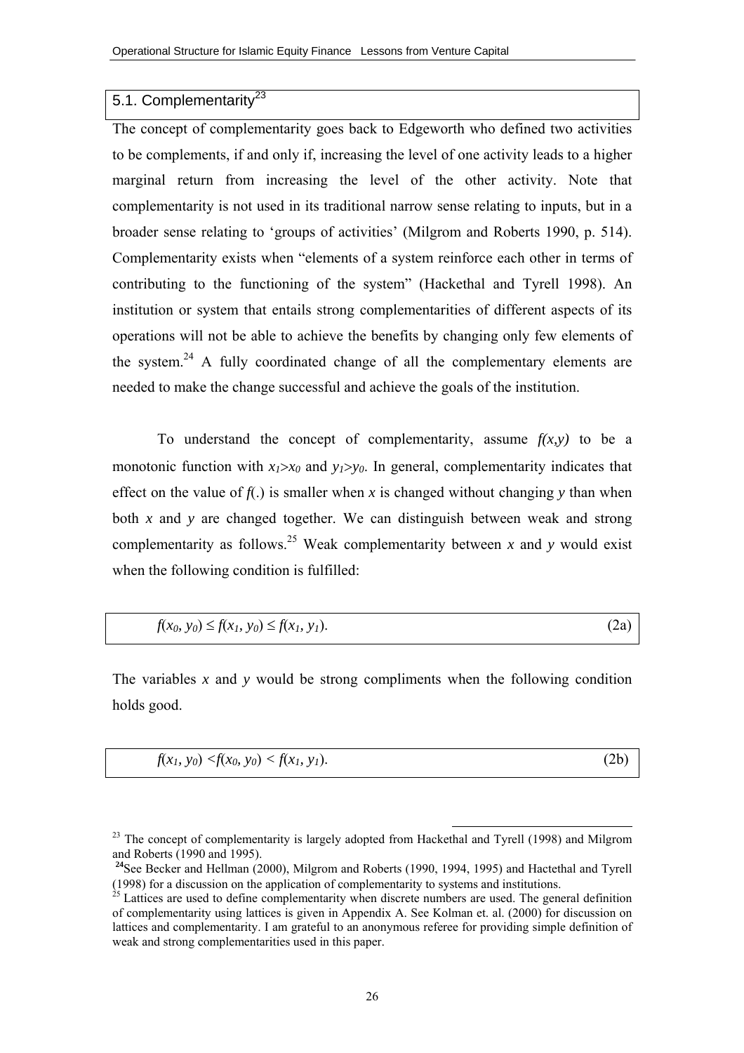## 5.1. Complementarity[23]

The concept of complementarity goes back to Edgeworth who defined two activities to be complements, if and only if, increasing the level of one activity leads to a higher marginal return from increasing the level of the other activity. Note that complementarity is not used in its traditional narrow sense relating to inputs, but in a broader sense relating to 'groups of activities' (Milgrom and Roberts 1990, p. 514). Complementarity exists when "elements of a system reinforce each other in terms of contributing to the functioning of the system" (Hackethal and Tyrell 1998). An institution or system that entails strong complementarities of different aspects of its operations will not be able to achieve the benefits by changing only few elements of the system.[24] A fully coordinated change of all the complementary elements are needed to make the change successful and achieve the goals of the institution.

To understand the concept of complementarity, assume $f(x,y)$ to be a monotonic function with $x_1>x_0$ and $y_1>y_0$. In general, complementarity indicates that effect on the value of $f(.)$ is smaller when $x$ is changed without changing $y$ than when both $x$ and $y$ are changed together. We can distinguish between weak and strong complementarity as follows.[25] Weak complementarity between $x$ and $y$ would exist when the following condition is fulfilled:

$$f(x_0, y_0) \leq f(x_1, y_0) \leq f(x_1, y_1). \quad (2a)$$

The variables $x$ and $y$ would be strong compliments when the following condition holds good.

$$f(x_1, y_0) < f(x_0, y_0) < f(x_1, y_1). \quad (2b)$$

---

[23] The concept of complementarity is largely adopted from Hackethal and Tyrell (1998) and Milgrom and Roberts (1990 and 1995).

[24] See Becker and Hellman (2000), Milgrom and Roberts (1990, 1994, 1995) and Hactethal and Tyrell (1998) for a discussion on the application of complementarity to systems and institutions.

[25] Lattices are used to define complementarity when discrete numbers are used. The general definition of complementarity using lattices is given in Appendix A. See Kolman et. al. (2000) for discussion on lattices and complementarity. I am grateful to an anonymous referee for providing simple definition of weak and strong complementarities used in this paper.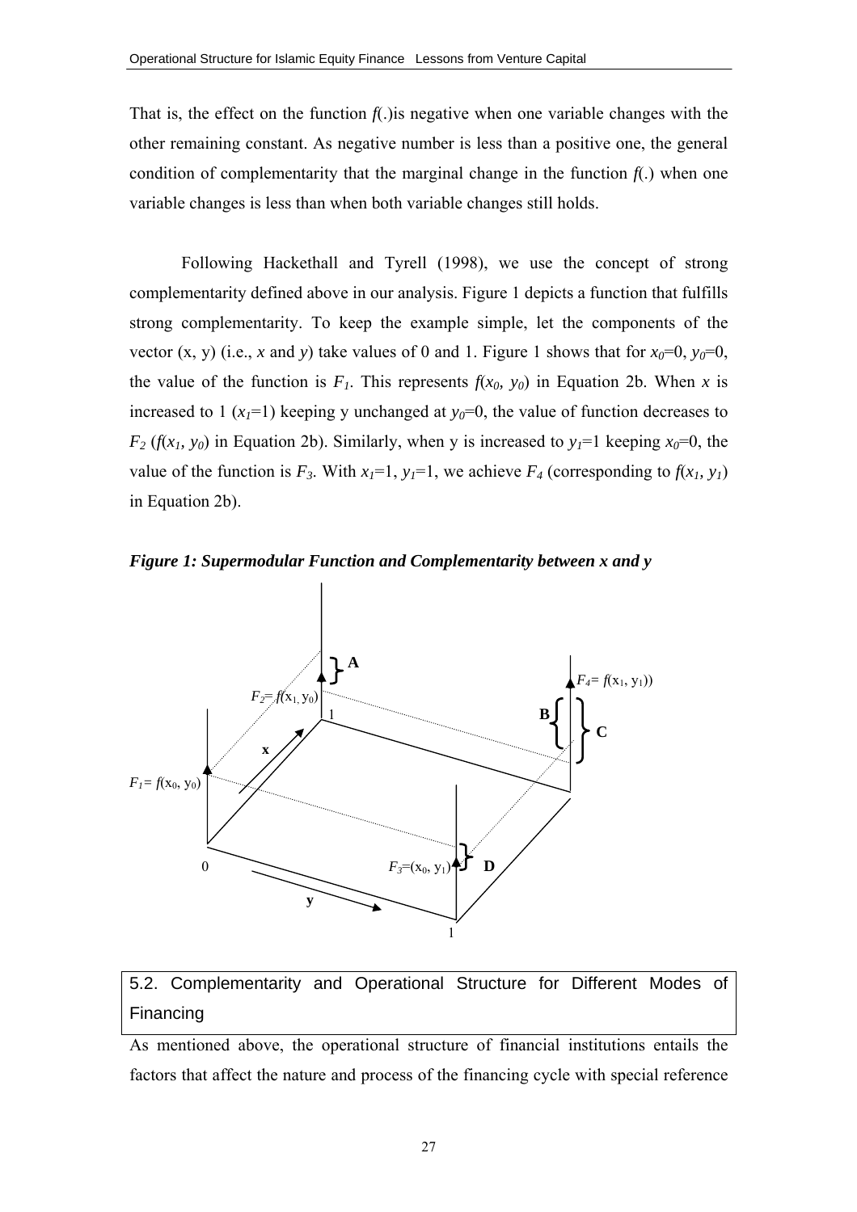That is, the effect on the function $f(.)$ is negative when one variable changes with the other remaining constant. As negative number is less than a positive one, the general condition of complementarity that the marginal change in the function $f(.)$ when one variable changes is less than when both variable changes still holds.

Following Hackethall and Tyrell (1998), we use the concept of strong complementarity defined above in our analysis. Figure 1 depicts a function that fulfills strong complementarity. To keep the example simple, let the components of the vector (x, y) (i.e., $x$ and $y$) take values of 0 and 1. Figure 1 shows that for $x_0=0$, $y_0=0$, the value of the function is $F_1$. This represents $f(x_0, y_0)$ in Equation 2b. When $x$ is increased to 1 ($x_1=1$) keeping y unchanged at $y_0=0$, the value of function decreases to $F_2$ ($f(x_1, y_0)$ in Equation 2b). Similarly, when y is increased to $y_1=1$ keeping $x_0=0$, the value of the function is $F_3$. With $x_1=1$, $y_1=1$, we achieve $F_4$ (corresponding to $f(x_1, y_1)$ in Equation 2b).

***Figure 1: Supermodular Function and Complementarity between x and y***

## 5.2. Complementarity and Operational Structure for Different Modes of Financing

As mentioned above, the operational structure of financial institutions entails the factors that affect the nature and process of the financing cycle with special reference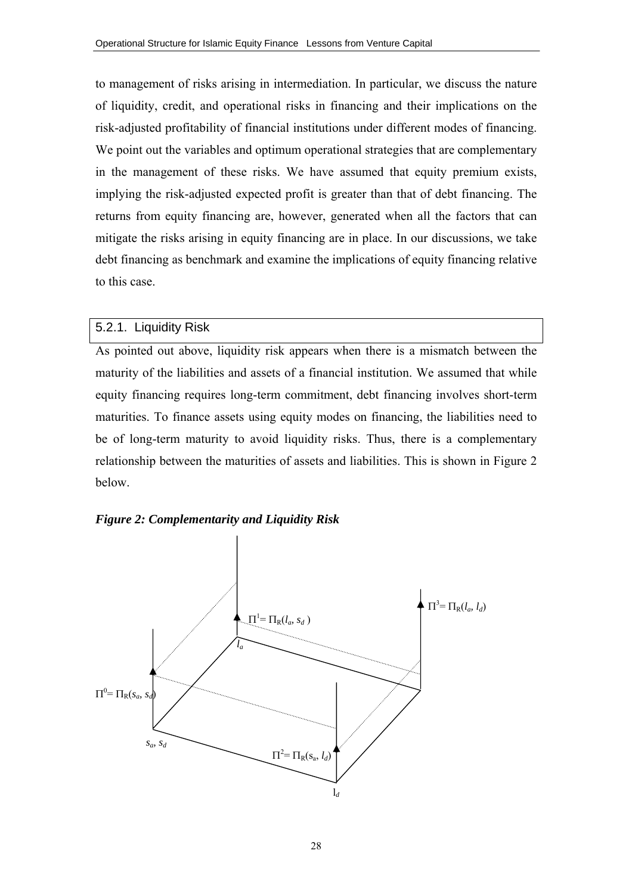to management of risks arising in intermediation. In particular, we discuss the nature of liquidity, credit, and operational risks in financing and their implications on the risk-adjusted profitability of financial institutions under different modes of financing. We point out the variables and optimum operational strategies that are complementary in the management of these risks. We have assumed that equity premium exists, implying the risk-adjusted expected profit is greater than that of debt financing. The returns from equity financing are, however, generated when all the factors that can mitigate the risks arising in equity financing are in place. In our discussions, we take debt financing as benchmark and examine the implications of equity financing relative to this case.

### 5.2.1. Liquidity Risk

As pointed out above, liquidity risk appears when there is a mismatch between the maturity of the liabilities and assets of a financial institution. We assumed that while equity financing requires long-term commitment, debt financing involves short-term maturities. To finance assets using equity modes on financing, the liabilities need to be of long-term maturity to avoid liquidity risks. Thus, there is a complementary relationship between the maturities of assets and liabilities. This is shown in Figure 2 below.

***Figure 2: Complementarity and Liquidity Risk***

$\Pi^1 = \Pi_R(l_a, s_d)$

$\Pi^3 = \Pi_R(l_a, l_d)$

$l_a$

$\Pi^0 = \Pi_R(s_a, s_d)$

$s_a, s_d$

$\Pi^2 = \Pi_R(s_a, l_d)$

$l_d$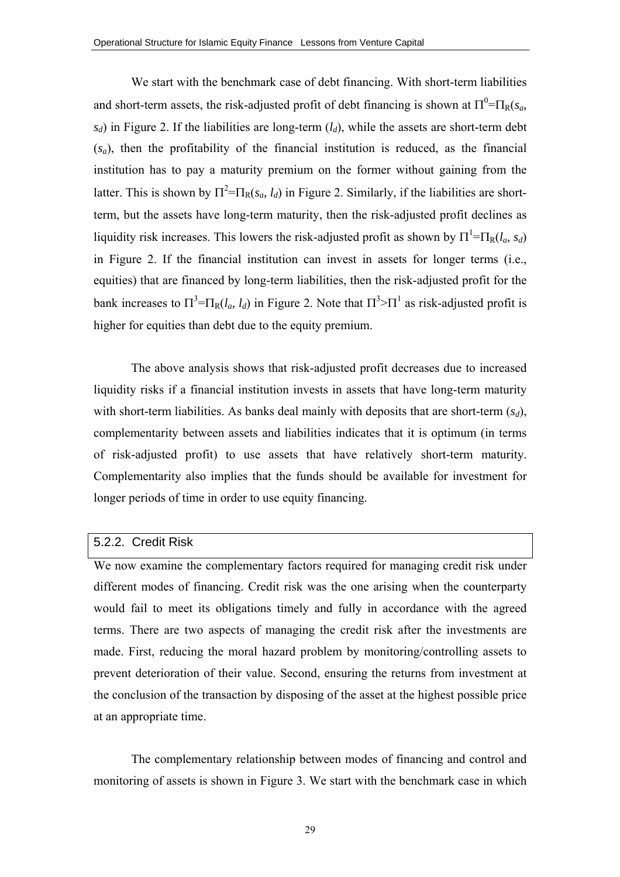We start with the benchmark case of debt financing. With short-term liabilities and short-term assets, the risk-adjusted profit of debt financing is shown at $\Pi^0=\Pi_R(s_a, s_d)$ in Figure 2. If the liabilities are long-term ($l_d$), while the assets are short-term debt ($s_a$), then the profitability of the financial institution is reduced, as the financial institution has to pay a maturity premium on the former without gaining from the latter. This is shown by $\Pi^2=\Pi_R(s_a, l_d)$ in Figure 2. Similarly, if the liabilities are short-term, but the assets have long-term maturity, then the risk-adjusted profit declines as liquidity risk increases. This lowers the risk-adjusted profit as shown by $\Pi^1=\Pi_R(l_a, s_d)$ in Figure 2. If the financial institution can invest in assets for longer terms (i.e., equities) that are financed by long-term liabilities, then the risk-adjusted profit for the bank increases to $\Pi^3=\Pi_R(l_a, l_d)$ in Figure 2. Note that $\Pi^3>\Pi^1$ as risk-adjusted profit is higher for equities than debt due to the equity premium.

The above analysis shows that risk-adjusted profit decreases due to increased liquidity risks if a financial institution invests in assets that have long-term maturity with short-term liabilities. As banks deal mainly with deposits that are short-term ($s_d$), complementarity between assets and liabilities indicates that it is optimum (in terms of risk-adjusted profit) to use assets that have relatively short-term maturity. Complementarity also implies that the funds should be available for investment for longer periods of time in order to use equity financing.

### 5.2.2. Credit Risk

We now examine the complementary factors required for managing credit risk under different modes of financing. Credit risk was the one arising when the counterparty would fail to meet its obligations timely and fully in accordance with the agreed terms. There are two aspects of managing the credit risk after the investments are made. First, reducing the moral hazard problem by monitoring/controlling assets to prevent deterioration of their value. Second, ensuring the returns from investment at the conclusion of the transaction by disposing of the asset at the highest possible price at an appropriate time.

The complementary relationship between modes of financing and control and monitoring of assets is shown in Figure 3. We start with the benchmark case in which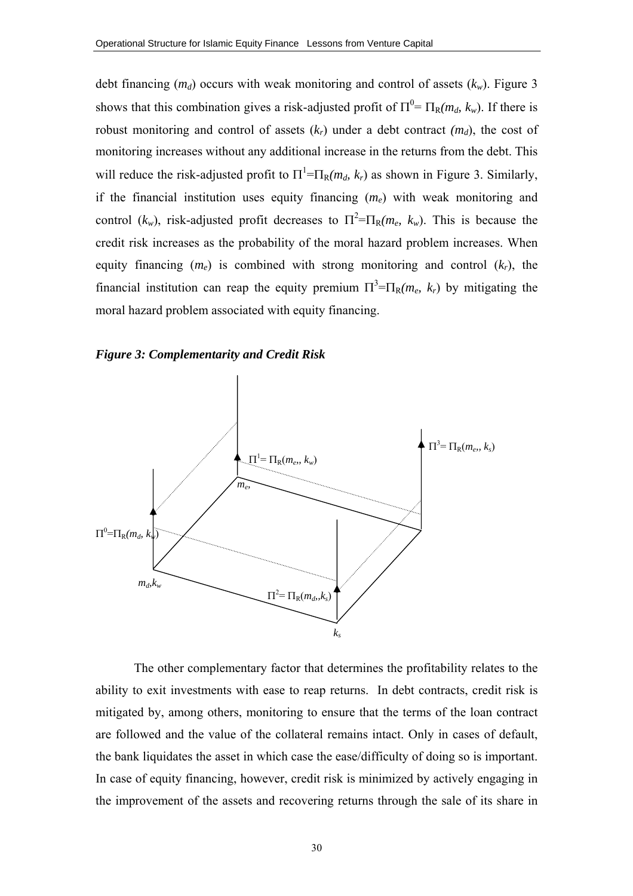debt financing ($m_d$) occurs with weak monitoring and control of assets ($k_w$). Figure 3 shows that this combination gives a risk-adjusted profit of $\Pi^0 = \Pi_R(m_d, k_w)$. If there is robust monitoring and control of assets ($k_r$) under a debt contract ($m_d$), the cost of monitoring increases without any additional increase in the returns from the debt. This will reduce the risk-adjusted profit to $\Pi^1 = \Pi_R(m_d, k_r)$ as shown in Figure 3. Similarly, if the financial institution uses equity financing ($m_e$) with weak monitoring and control ($k_w$), risk-adjusted profit decreases to $\Pi^2 = \Pi_R(m_e, k_w)$. This is because the credit risk increases as the probability of the moral hazard problem increases. When equity financing ($m_e$) is combined with strong monitoring and control ($k_r$), the financial institution can reap the equity premium $\Pi^3 = \Pi_R(m_e, k_r)$ by mitigating the moral hazard problem associated with equity financing.

***Figure 3: Complementarity and Credit Risk***

$\Pi^3 = \Pi_R(m_e, k_s)$

$\Pi^1 = \Pi_R(m_e, k_w)$

$m_e$

$\Pi^0 = \Pi_R(m_d, k_w)$

$m_d, k_w$

$\Pi^2 = \Pi_R(m_d, k_s)$

$k_s$

The other complementary factor that determines the profitability relates to the ability to exit investments with ease to reap returns. In debt contracts, credit risk is mitigated by, among others, monitoring to ensure that the terms of the loan contract are followed and the value of the collateral remains intact. Only in cases of default, the bank liquidates the asset in which case the ease/difficulty of doing so is important. In case of equity financing, however, credit risk is minimized by actively engaging in the improvement of the assets and recovering returns through the sale of its share in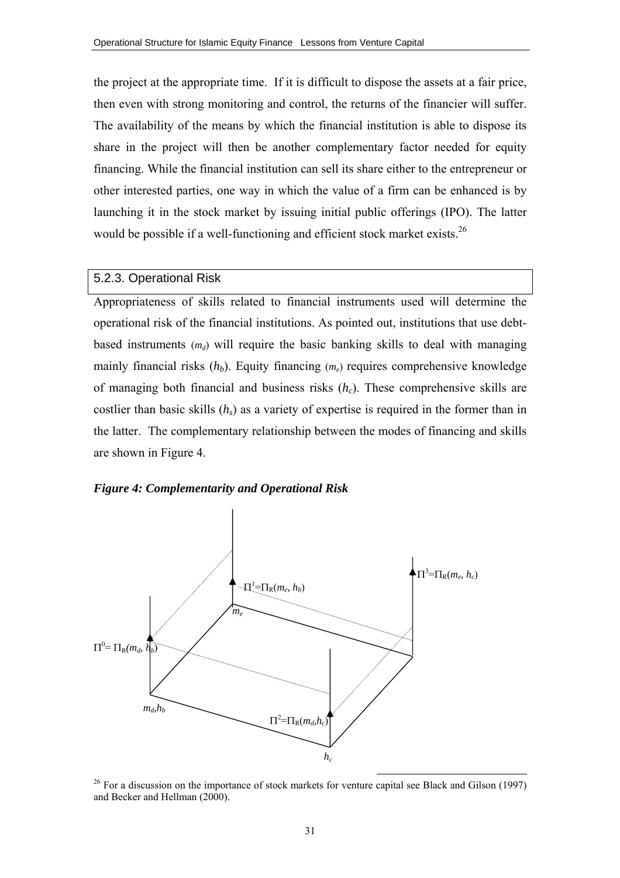the project at the appropriate time. If it is difficult to dispose the assets at a fair price, then even with strong monitoring and control, the returns of the financier will suffer. The availability of the means by which the financial institution is able to dispose its share in the project will then be another complementary factor needed for equity financing. While the financial institution can sell its share either to the entrepreneur or other interested parties, one way in which the value of a firm can be enhanced is by launching it in the stock market by issuing initial public offerings (IPO). The latter would be possible if a well-functioning and efficient stock market exists.[26]

### 5.2.3. Operational Risk

Appropriateness of skills related to financial instruments used will determine the operational risk of the financial institutions. As pointed out, institutions that use debt-based instruments ($m_d$) will require the basic banking skills to deal with managing mainly financial risks ($h_b$). Equity financing ($m_e$) requires comprehensive knowledge of managing both financial and business risks ($h_c$). These comprehensive skills are costlier than basic skills ($h_s$) as a variety of expertise is required in the former than in the latter. The complementary relationship between the modes of financing and skills are shown in Figure 4.

***Figure 4: Complementarity and Operational Risk***

$\Pi^3=\Pi_R(m_e, h_c)$

$\Pi^1=\Pi_R(m_e, h_b)$

$m_e$

$\Pi^0= \Pi_R(m_d, h_b)$

$m_d,h_b$

$\Pi^2=\Pi_R(m_d,h_c)$

$h_c$

[26] For a discussion on the importance of stock markets for venture capital see Black and Gilson (1997) and Becker and Hellman (2000).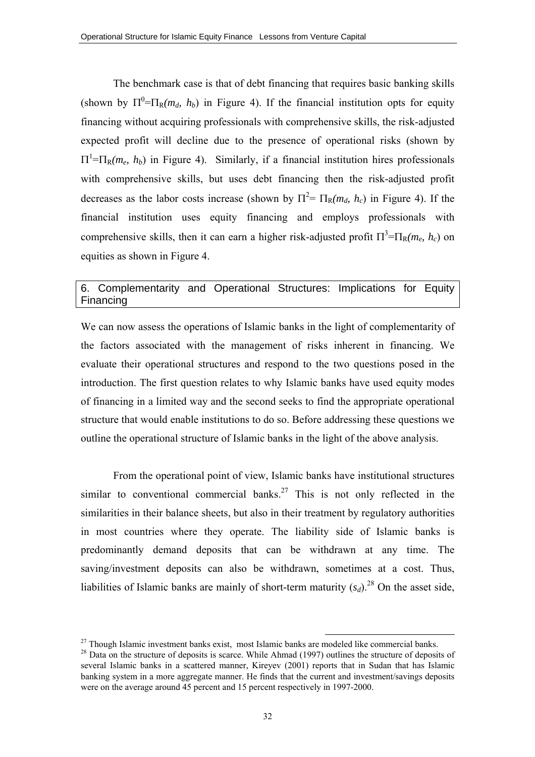The benchmark case is that of debt financing that requires basic banking skills (shown by $\Pi^0=\Pi_R(m_d, h_b)$ in Figure 4). If the financial institution opts for equity financing without acquiring professionals with comprehensive skills, the risk-adjusted expected profit will decline due to the presence of operational risks (shown by $\Pi^1=\Pi_R(m_e, h_b)$ in Figure 4). Similarly, if a financial institution hires professionals with comprehensive skills, but uses debt financing then the risk-adjusted profit decreases as the labor costs increase (shown by $\Pi^2= \Pi_R(m_d, h_c)$ in Figure 4). If the financial institution uses equity financing and employs professionals with comprehensive skills, then it can earn a higher risk-adjusted profit $\Pi^3=\Pi_R(m_e, h_c)$ on equities as shown in Figure 4.

## 6. Complementarity and Operational Structures: Implications for Equity Financing

We can now assess the operations of Islamic banks in the light of complementarity of the factors associated with the management of risks inherent in financing. We evaluate their operational structures and respond to the two questions posed in the introduction. The first question relates to why Islamic banks have used equity modes of financing in a limited way and the second seeks to find the appropriate operational structure that would enable institutions to do so. Before addressing these questions we outline the operational structure of Islamic banks in the light of the above analysis.

From the operational point of view, Islamic banks have institutional structures similar to conventional commercial banks.[27] This is not only reflected in the similarities in their balance sheets, but also in their treatment by regulatory authorities in most countries where they operate. The liability side of Islamic banks is predominantly demand deposits that can be withdrawn at any time. The saving/investment deposits can also be withdrawn, sometimes at a cost. Thus, liabilities of Islamic banks are mainly of short-term maturity ($s_d$).[28] On the asset side,

[27] Though Islamic investment banks exist, most Islamic banks are modeled like commercial banks.

[28] Data on the structure of deposits is scarce. While Ahmad (1997) outlines the structure of deposits of several Islamic banks in a scattered manner, Kireyev (2001) reports that in Sudan that has Islamic banking system in a more aggregate manner. He finds that the current and investment/savings deposits were on the average around 45 percent and 15 percent respectively in 1997-2000.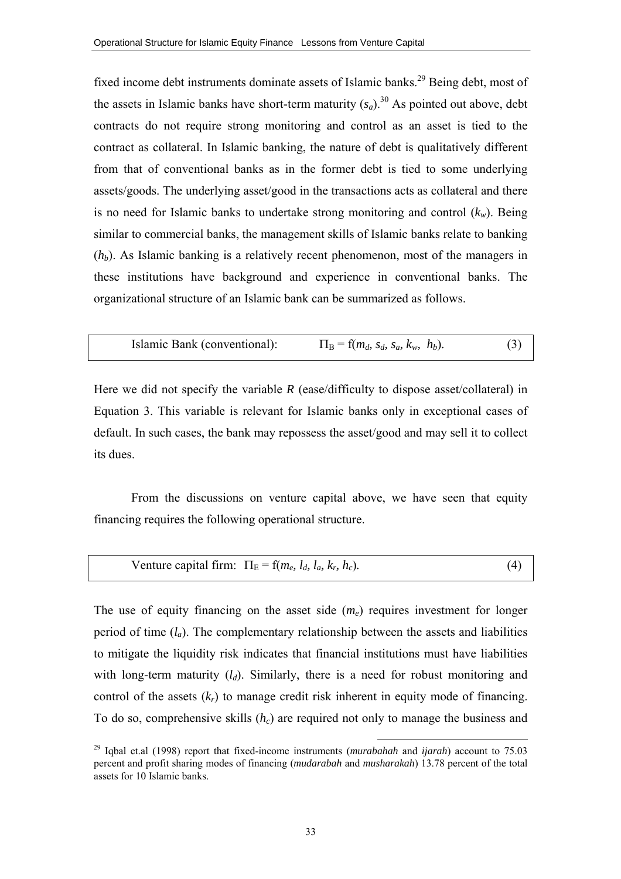fixed income debt instruments dominate assets of Islamic banks.[29] Being debt, most of the assets in Islamic banks have short-term maturity ($s_a$).[30] As pointed out above, debt contracts do not require strong monitoring and control as an asset is tied to the contract as collateral. In Islamic banking, the nature of debt is qualitatively different from that of conventional banks as in the former debt is tied to some underlying assets/goods. The underlying asset/good in the transactions acts as collateral and there is no need for Islamic banks to undertake strong monitoring and control ($k_w$). Being similar to commercial banks, the management skills of Islamic banks relate to banking ($h_b$). As Islamic banking is a relatively recent phenomenon, most of the managers in these institutions have background and experience in conventional banks. The organizational structure of an Islamic bank can be summarized as follows.

Islamic Bank (conventional): $\Pi_B = f(m_d, s_d, s_a, k_w, h_b)$. (3)

Here we did not specify the variable $R$ (ease/difficulty to dispose asset/collateral) in Equation 3. This variable is relevant for Islamic banks only in exceptional cases of default. In such cases, the bank may repossess the asset/good and may sell it to collect its dues.

From the discussions on venture capital above, we have seen that equity financing requires the following operational structure.

Venture capital firm: $\Pi_E = f(m_e, l_d, l_a, k_r, h_c)$. (4)

The use of equity financing on the asset side ($m_e$) requires investment for longer period of time ($l_a$). The complementary relationship between the assets and liabilities to mitigate the liquidity risk indicates that financial institutions must have liabilities with long-term maturity ($l_d$). Similarly, there is a need for robust monitoring and control of the assets ($k_r$) to manage credit risk inherent in equity mode of financing. To do so, comprehensive skills ($h_c$) are required not only to manage the business and

[29] Iqbal et.al (1998) report that fixed-income instruments (*murabahah* and *ijarah*) account to 75.03 percent and profit sharing modes of financing (*mudarabah* and *musharakah*) 13.78 percent of the total assets for 10 Islamic banks.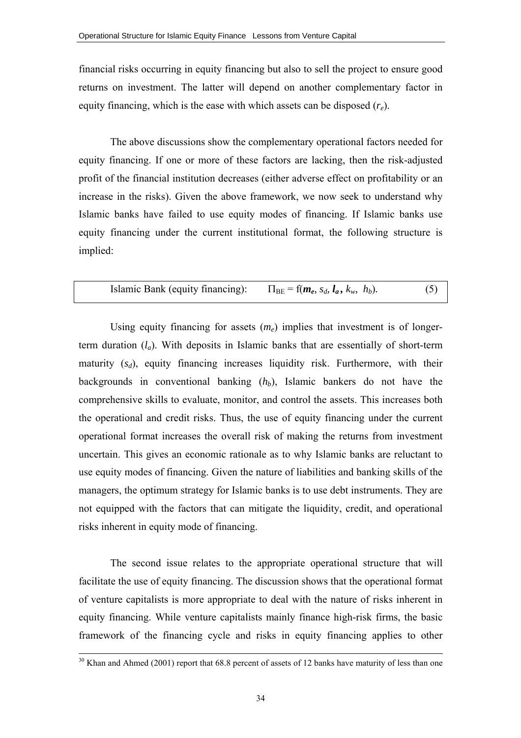financial risks occurring in equity financing but also to sell the project to ensure good returns on investment. The latter will depend on another complementary factor in equity financing, which is the ease with which assets can be disposed ($r_e$).

The above discussions show the complementary operational factors needed for equity financing. If one or more of these factors are lacking, then the risk-adjusted profit of the financial institution decreases (either adverse effect on profitability or an increase in the risks). Given the above framework, we now seek to understand why Islamic banks have failed to use equity modes of financing. If Islamic banks use equity financing under the current institutional format, the following structure is implied:

Islamic Bank (equity financing): $$\Pi_{BE} = f(\boldsymbol{m_e}, s_d, \boldsymbol{l_a}, k_w, h_b). \quad (5)$$

Using equity financing for assets ($m_e$) implies that investment is of longer-term duration ($l_a$). With deposits in Islamic banks that are essentially of short-term maturity ($s_d$), equity financing increases liquidity risk. Furthermore, with their backgrounds in conventional banking ($h_b$), Islamic bankers do not have the comprehensive skills to evaluate, monitor, and control the assets. This increases both the operational and credit risks. Thus, the use of equity financing under the current operational format increases the overall risk of making the returns from investment uncertain. This gives an economic rationale as to why Islamic banks are reluctant to use equity modes of financing. Given the nature of liabilities and banking skills of the managers, the optimum strategy for Islamic banks is to use debt instruments. They are not equipped with the factors that can mitigate the liquidity, credit, and operational risks inherent in equity mode of financing.

The second issue relates to the appropriate operational structure that will facilitate the use of equity financing. The discussion shows that the operational format of venture capitalists is more appropriate to deal with the nature of risks inherent in equity financing. While venture capitalists mainly finance high-risk firms, the basic framework of the financing cycle and risks in equity financing applies to other

[30] Khan and Ahmed (2001) report that 68.8 percent of assets of 12 banks have maturity of less than one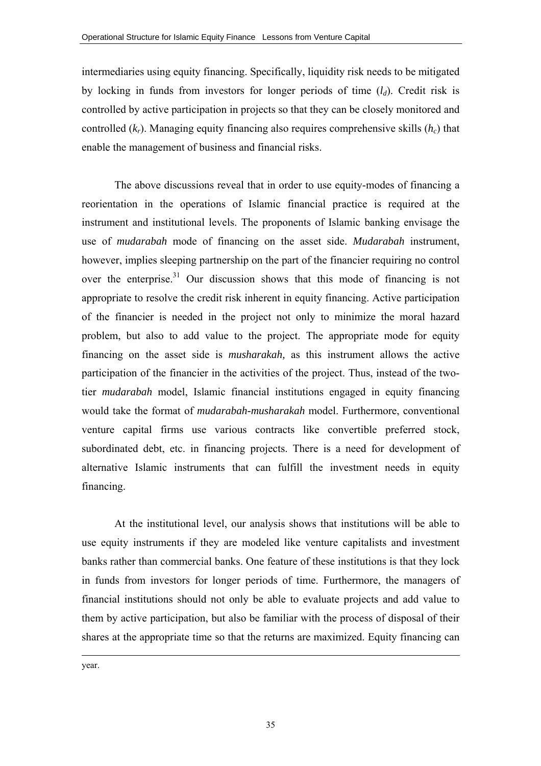intermediaries using equity financing. Specifically, liquidity risk needs to be mitigated by locking in funds from investors for longer periods of time ($l_d$). Credit risk is controlled by active participation in projects so that they can be closely monitored and controlled ($k_r$). Managing equity financing also requires comprehensive skills ($h_c$) that enable the management of business and financial risks.

The above discussions reveal that in order to use equity-modes of financing a reorientation in the operations of Islamic financial practice is required at the instrument and institutional levels. The proponents of Islamic banking envisage the use of *mudarabah* mode of financing on the asset side. *Mudarabah* instrument, however, implies sleeping partnership on the part of the financier requiring no control over the enterprise.[31] Our discussion shows that this mode of financing is not appropriate to resolve the credit risk inherent in equity financing. Active participation of the financier is needed in the project not only to minimize the moral hazard problem, but also to add value to the project. The appropriate mode for equity financing on the asset side is *musharakah,* as this instrument allows the active participation of the financier in the activities of the project. Thus, instead of the two-tier *mudarabah* model, Islamic financial institutions engaged in equity financing would take the format of *mudarabah-musharakah* model. Furthermore, conventional venture capital firms use various contracts like convertible preferred stock, subordinated debt, etc. in financing projects. There is a need for development of alternative Islamic instruments that can fulfill the investment needs in equity financing.

At the institutional level, our analysis shows that institutions will be able to use equity instruments if they are modeled like venture capitalists and investment banks rather than commercial banks. One feature of these institutions is that they lock in funds from investors for longer periods of time. Furthermore, the managers of financial institutions should not only be able to evaluate projects and add value to them by active participation, but also be familiar with the process of disposal of their shares at the appropriate time so that the returns are maximized. Equity financing can

---

year.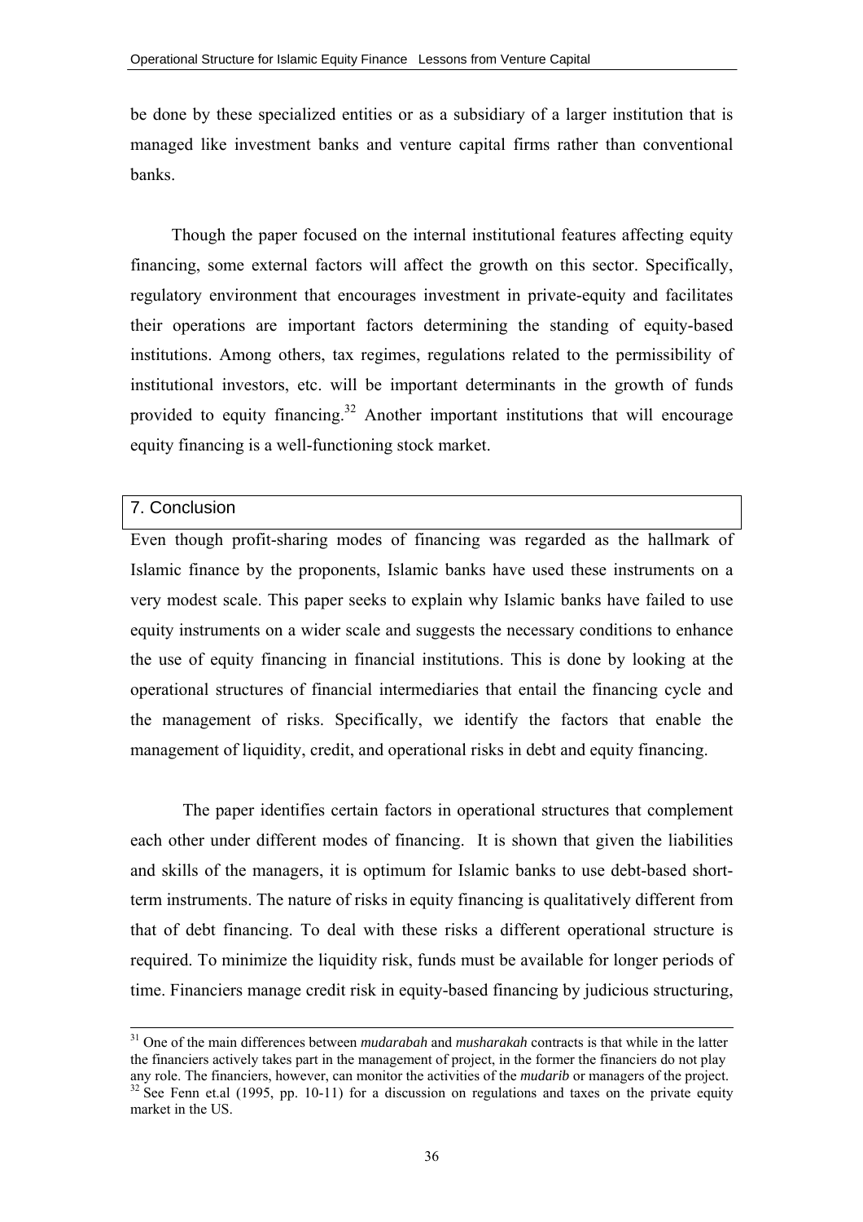be done by these specialized entities or as a subsidiary of a larger institution that is managed like investment banks and venture capital firms rather than conventional banks.

Though the paper focused on the internal institutional features affecting equity financing, some external factors will affect the growth on this sector. Specifically, regulatory environment that encourages investment in private-equity and facilitates their operations are important factors determining the standing of equity-based institutions. Among others, tax regimes, regulations related to the permissibility of institutional investors, etc. will be important determinants in the growth of funds provided to equity financing.[32] Another important institutions that will encourage equity financing is a well-functioning stock market.

## 7. Conclusion

Even though profit-sharing modes of financing was regarded as the hallmark of Islamic finance by the proponents, Islamic banks have used these instruments on a very modest scale. This paper seeks to explain why Islamic banks have failed to use equity instruments on a wider scale and suggests the necessary conditions to enhance the use of equity financing in financial institutions. This is done by looking at the operational structures of financial intermediaries that entail the financing cycle and the management of risks. Specifically, we identify the factors that enable the management of liquidity, credit, and operational risks in debt and equity financing.

The paper identifies certain factors in operational structures that complement each other under different modes of financing. It is shown that given the liabilities and skills of the managers, it is optimum for Islamic banks to use debt-based short-term instruments. The nature of risks in equity financing is qualitatively different from that of debt financing. To deal with these risks a different operational structure is required. To minimize the liquidity risk, funds must be available for longer periods of time. Financiers manage credit risk in equity-based financing by judicious structuring,

---

[31] One of the main differences between *mudarabah* and *musharakah* contracts is that while in the latter the financiers actively takes part in the management of project, in the former the financiers do not play any role. The financiers, however, can monitor the activities of the *mudarib* or managers of the project.

[32] See Fenn et.al (1995, pp. 10-11) for a discussion on regulations and taxes on the private equity market in the US.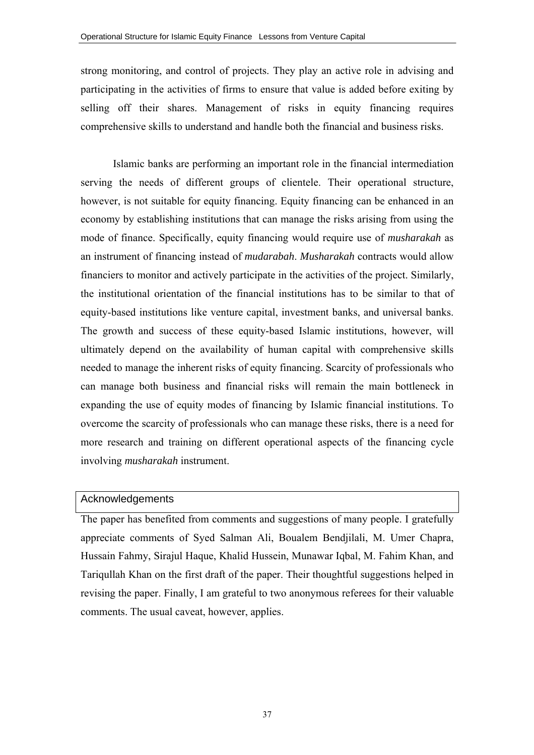strong monitoring, and control of projects. They play an active role in advising and participating in the activities of firms to ensure that value is added before exiting by selling off their shares. Management of risks in equity financing requires comprehensive skills to understand and handle both the financial and business risks.

Islamic banks are performing an important role in the financial intermediation serving the needs of different groups of clientele. Their operational structure, however, is not suitable for equity financing. Equity financing can be enhanced in an economy by establishing institutions that can manage the risks arising from using the mode of finance. Specifically, equity financing would require use of *musharakah* as an instrument of financing instead of *mudarabah*. *Musharakah* contracts would allow financiers to monitor and actively participate in the activities of the project. Similarly, the institutional orientation of the financial institutions has to be similar to that of equity-based institutions like venture capital, investment banks, and universal banks. The growth and success of these equity-based Islamic institutions, however, will ultimately depend on the availability of human capital with comprehensive skills needed to manage the inherent risks of equity financing. Scarcity of professionals who can manage both business and financial risks will remain the main bottleneck in expanding the use of equity modes of financing by Islamic financial institutions. To overcome the scarcity of professionals who can manage these risks, there is a need for more research and training on different operational aspects of the financing cycle involving *musharakah* instrument.

## Acknowledgements

The paper has benefited from comments and suggestions of many people. I gratefully appreciate comments of Syed Salman Ali, Boualem Bendjilali, M. Umer Chapra, Hussain Fahmy, Sirajul Haque, Khalid Hussein, Munawar Iqbal, M. Fahim Khan, and Tariqullah Khan on the first draft of the paper. Their thoughtful suggestions helped in revising the paper. Finally, I am grateful to two anonymous referees for their valuable comments. The usual caveat, however, applies.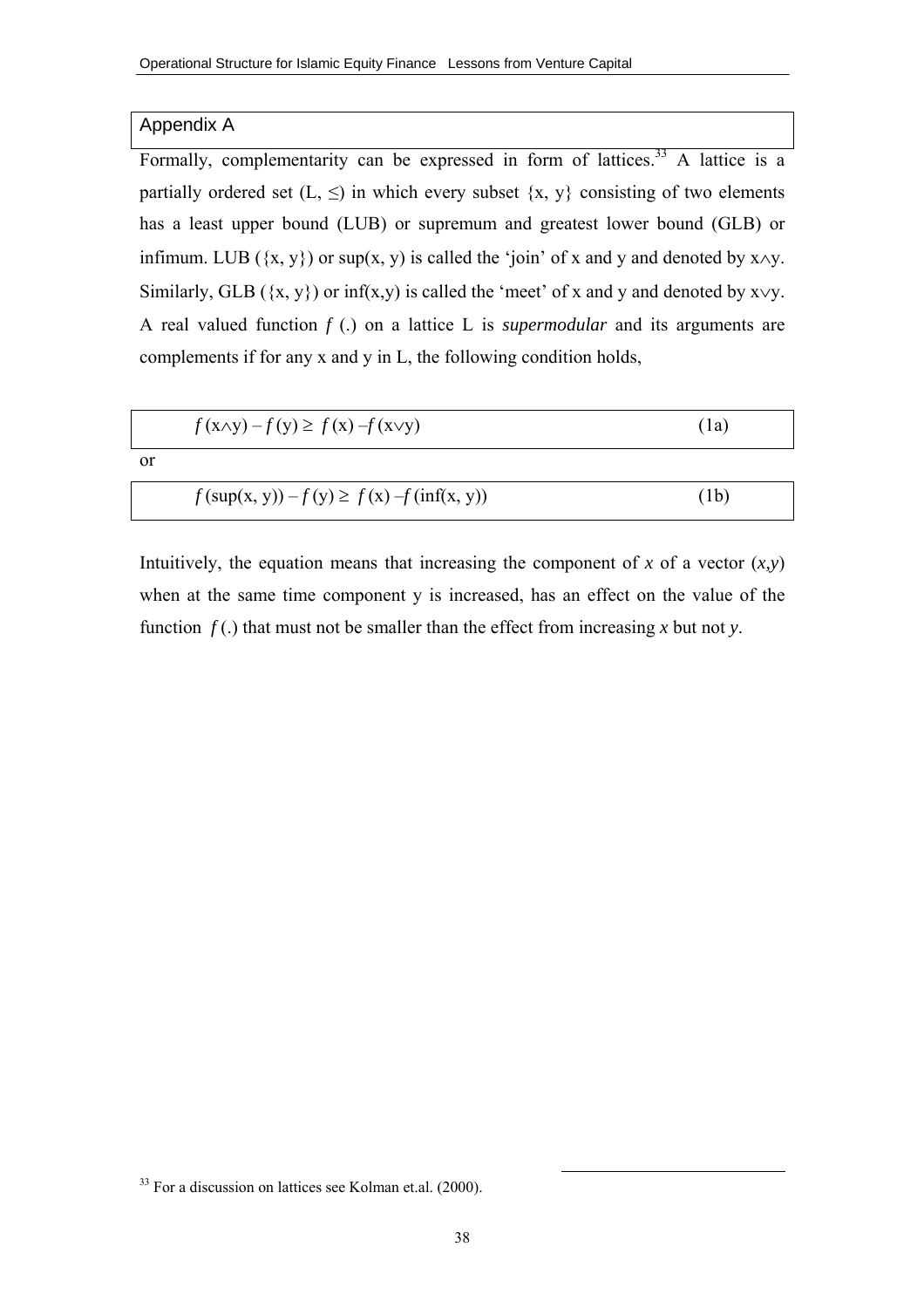## Appendix A

Formally, complementarity can be expressed in form of lattices.[33] A lattice is a partially ordered set (L, $\leq$) in which every subset {x, y} consisting of two elements has a least upper bound (LUB) or supremum and greatest lower bound (GLB) or infimum. LUB ({x, y}) or sup(x, y) is called the 'join' of x and y and denoted by $x \wedge y$. Similarly, GLB ({x, y}) or inf(x,y) is called the 'meet' of x and y and denoted by $x \vee y$. A real valued function $f$ (.) on a lattice L is *supermodular* and its arguments are complements if for any x and y in L, the following condition holds,

$$f(x \wedge y) - f(y) \geq f(x) - f(x \vee y) \qquad (1a)$$

or

$$f(\sup(x, y)) - f(y) \geq f(x) - f(\inf(x, y)) \qquad (1b)$$

Intuitively, the equation means that increasing the component of *x* of a vector (*x*,*y*) when at the same time component y is increased, has an effect on the value of the function $f$(.) that must not be smaller than the effect from increasing *x* but not *y*.

[33] For a discussion on lattices see Kolman et.al. (2000).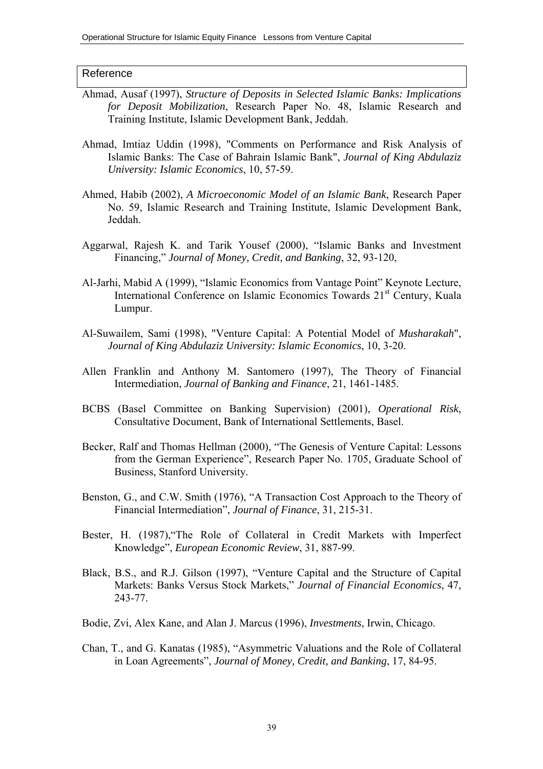# Reference

Ahmad, Ausaf (1997), *Structure of Deposits in Selected Islamic Banks: Implications for Deposit Mobilization*, Research Paper No. 48, Islamic Research and Training Institute, Islamic Development Bank, Jeddah.

Ahmad, Imtiaz Uddin (1998), "Comments on Performance and Risk Analysis of Islamic Banks: The Case of Bahrain Islamic Bank", *Journal of King Abdulaziz University: Islamic Economics*, 10, 57-59.

Ahmed, Habib (2002), *A Microeconomic Model of an Islamic Bank*, Research Paper No. 59, Islamic Research and Training Institute, Islamic Development Bank, Jeddah.

Aggarwal, Rajesh K. and Tarik Yousef (2000), "Islamic Banks and Investment Financing," *Journal of Money, Credit, and Banking*, 32, 93-120,

Al-Jarhi, Mabid A (1999), "Islamic Economics from Vantage Point" Keynote Lecture, International Conference on Islamic Economics Towards 21st Century, Kuala Lumpur.

Al-Suwailem, Sami (1998), "Venture Capital: A Potential Model of *Musharakah*", *Journal of King Abdulaziz University: Islamic Economics*, 10, 3-20.

Allen Franklin and Anthony M. Santomero (1997), The Theory of Financial Intermediation, *Journal of Banking and Finance*, 21, 1461-1485.

BCBS (Basel Committee on Banking Supervision) (2001), *Operational Risk*, Consultative Document, Bank of International Settlements, Basel.

Becker, Ralf and Thomas Hellman (2000), "The Genesis of Venture Capital: Lessons from the German Experience", Research Paper No. 1705, Graduate School of Business, Stanford University.

Benston, G., and C.W. Smith (1976), "A Transaction Cost Approach to the Theory of Financial Intermediation", *Journal of Finance*, 31, 215-31.

Bester, H. (1987),"The Role of Collateral in Credit Markets with Imperfect Knowledge", *European Economic Review*, 31, 887-99.

Black, B.S., and R.J. Gilson (1997), "Venture Capital and the Structure of Capital Markets: Banks Versus Stock Markets," *Journal of Financial Economics*, 47, 243-77.

Bodie, Zvi, Alex Kane, and Alan J. Marcus (1996), *Investments*, Irwin, Chicago.

Chan, T., and G. Kanatas (1985), "Asymmetric Valuations and the Role of Collateral in Loan Agreements", *Journal of Money, Credit, and Banking*, 17, 84-95.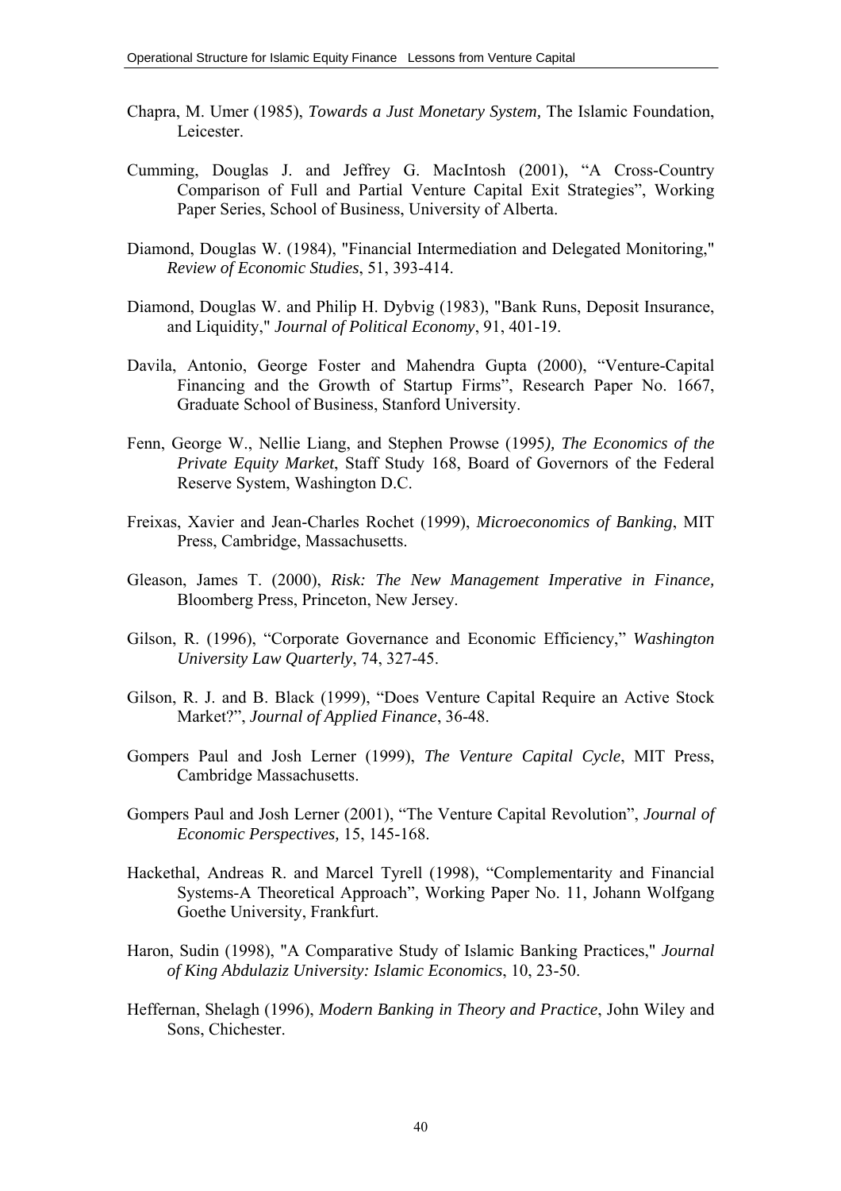Chapra, M. Umer (1985), *Towards a Just Monetary System,* The Islamic Foundation, Leicester.

Cumming, Douglas J. and Jeffrey G. MacIntosh (2001), "A Cross-Country Comparison of Full and Partial Venture Capital Exit Strategies", Working Paper Series, School of Business, University of Alberta.

Diamond, Douglas W. (1984), "Financial Intermediation and Delegated Monitoring," *Review of Economic Studies*, 51, 393-414.

Diamond, Douglas W. and Philip H. Dybvig (1983), "Bank Runs, Deposit Insurance, and Liquidity," *Journal of Political Economy*, 91, 401-19.

Davila, Antonio, George Foster and Mahendra Gupta (2000), "Venture-Capital Financing and the Growth of Startup Firms", Research Paper No. 1667, Graduate School of Business, Stanford University.

Fenn, George W., Nellie Liang, and Stephen Prowse (1995*), The Economics of the Private Equity Market*, Staff Study 168, Board of Governors of the Federal Reserve System, Washington D.C.

Freixas, Xavier and Jean-Charles Rochet (1999), *Microeconomics of Banking*, MIT Press, Cambridge, Massachusetts.

Gleason, James T. (2000), *Risk: The New Management Imperative in Finance,* Bloomberg Press, Princeton, New Jersey.

Gilson, R. (1996), "Corporate Governance and Economic Efficiency," *Washington University Law Quarterly*, 74, 327-45.

Gilson, R. J. and B. Black (1999), "Does Venture Capital Require an Active Stock Market?", *Journal of Applied Finance*, 36-48.

Gompers Paul and Josh Lerner (1999), *The Venture Capital Cycle*, MIT Press, Cambridge Massachusetts.

Gompers Paul and Josh Lerner (2001), "The Venture Capital Revolution", *Journal of Economic Perspectives,* 15, 145-168.

Hackethal, Andreas R. and Marcel Tyrell (1998), "Complementarity and Financial Systems-A Theoretical Approach", Working Paper No. 11, Johann Wolfgang Goethe University, Frankfurt.

Haron, Sudin (1998), "A Comparative Study of Islamic Banking Practices," *Journal of King Abdulaziz University: Islamic Economics*, 10, 23-50.

Heffernan, Shelagh (1996), *Modern Banking in Theory and Practice*, John Wiley and Sons, Chichester.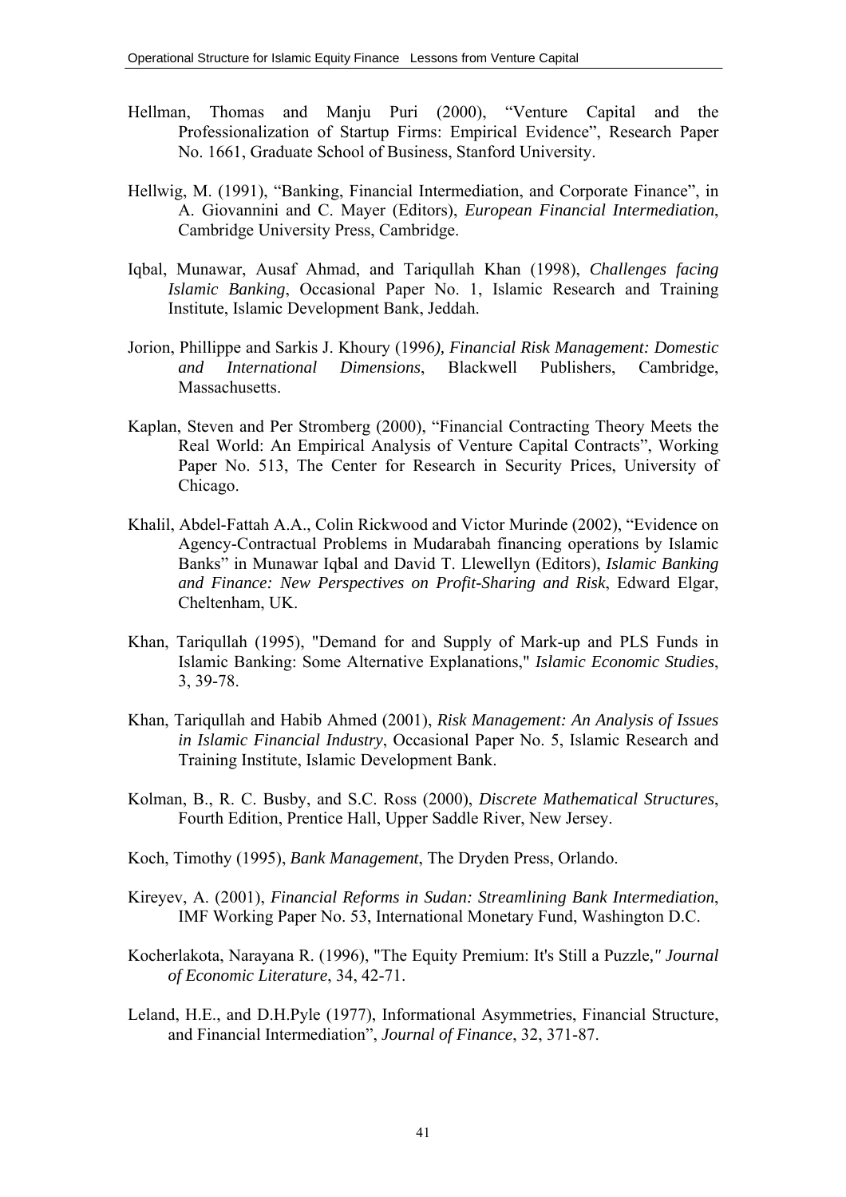Hellman, Thomas and Manju Puri (2000), "Venture Capital and the Professionalization of Startup Firms: Empirical Evidence", Research Paper No. 1661, Graduate School of Business, Stanford University.

Hellwig, M. (1991), "Banking, Financial Intermediation, and Corporate Finance", in A. Giovannini and C. Mayer (Editors), *European Financial Intermediation*, Cambridge University Press, Cambridge.

Iqbal, Munawar, Ausaf Ahmad, and Tariqullah Khan (1998), *Challenges facing Islamic Banking*, Occasional Paper No. 1, Islamic Research and Training Institute, Islamic Development Bank, Jeddah.

Jorion, Phillippe and Sarkis J. Khoury (1996*), Financial Risk Management: Domestic and International Dimensions*, Blackwell Publishers, Cambridge, Massachusetts.

Kaplan, Steven and Per Stromberg (2000), "Financial Contracting Theory Meets the Real World: An Empirical Analysis of Venture Capital Contracts", Working Paper No. 513, The Center for Research in Security Prices, University of Chicago.

Khalil, Abdel-Fattah A.A., Colin Rickwood and Victor Murinde (2002), "Evidence on Agency-Contractual Problems in Mudarabah financing operations by Islamic Banks" in Munawar Iqbal and David T. Llewellyn (Editors), *Islamic Banking and Finance: New Perspectives on Profit-Sharing and Risk*, Edward Elgar, Cheltenham, UK.

Khan, Tariqullah (1995), "Demand for and Supply of Mark-up and PLS Funds in Islamic Banking: Some Alternative Explanations," *Islamic Economic Studies*, 3, 39-78.

Khan, Tariqullah and Habib Ahmed (2001), *Risk Management: An Analysis of Issues in Islamic Financial Industry*, Occasional Paper No. 5, Islamic Research and Training Institute, Islamic Development Bank.

Kolman, B., R. C. Busby, and S.C. Ross (2000), *Discrete Mathematical Structures*, Fourth Edition, Prentice Hall, Upper Saddle River, New Jersey.

Koch, Timothy (1995), *Bank Management*, The Dryden Press, Orlando.

Kireyev, A. (2001), *Financial Reforms in Sudan: Streamlining Bank Intermediation*, IMF Working Paper No. 53, International Monetary Fund, Washington D.C.

Kocherlakota, Narayana R. (1996), "The Equity Premium: It's Still a Puzzle*," Journal of Economic Literature*, 34, 42-71.

Leland, H.E., and D.H.Pyle (1977), Informational Asymmetries, Financial Structure, and Financial Intermediation", *Journal of Finance*, 32, 371-87.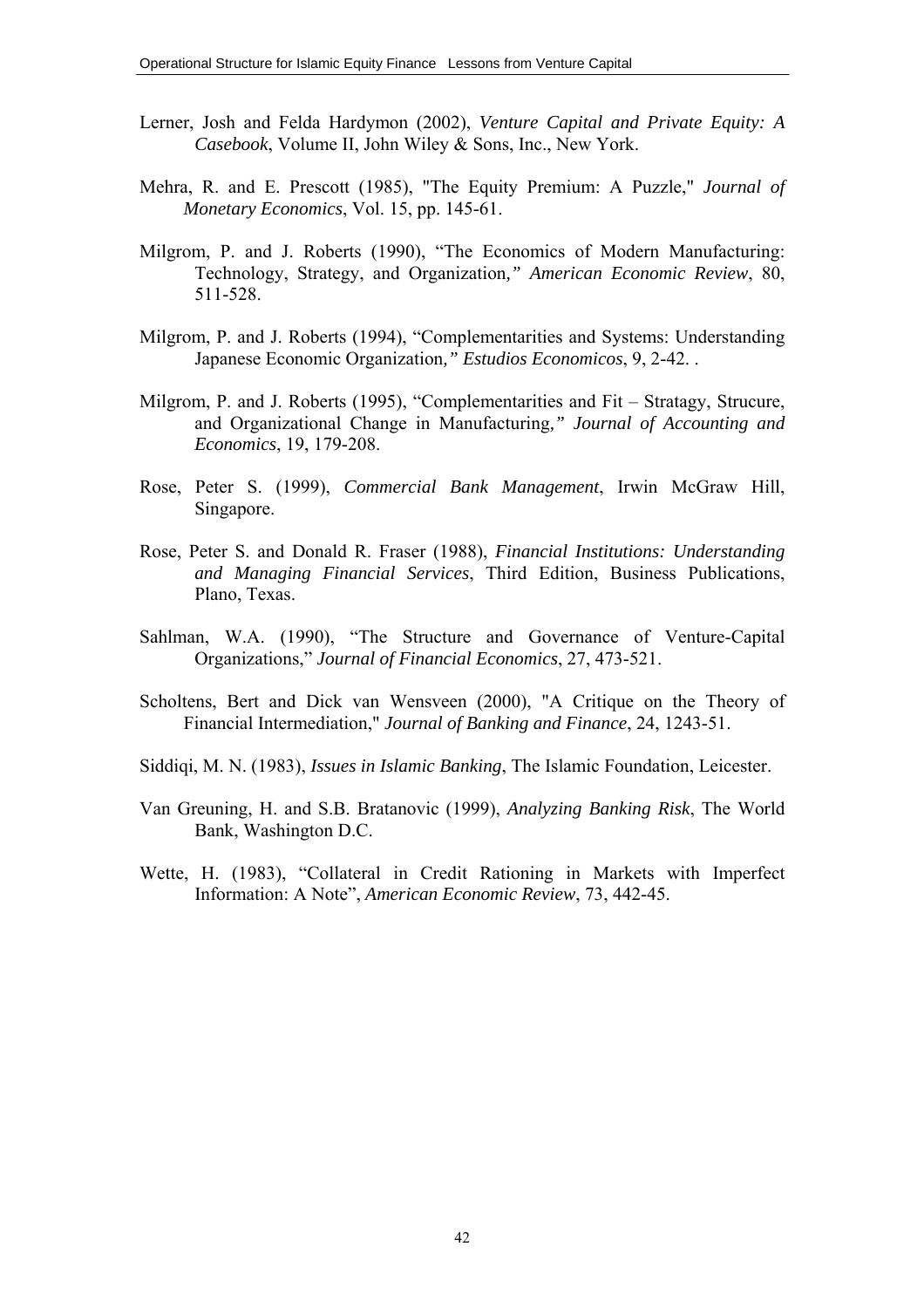Lerner, Josh and Felda Hardymon (2002), *Venture Capital and Private Equity: A Casebook*, Volume II, John Wiley & Sons, Inc., New York.

Mehra, R. and E. Prescott (1985), "The Equity Premium: A Puzzle," *Journal of Monetary Economics*, Vol. 15, pp. 145-61.

Milgrom, P. and J. Roberts (1990), "The Economics of Modern Manufacturing: Technology, Strategy, and Organization*," American Economic Review*, 80, 511-528.

Milgrom, P. and J. Roberts (1994), "Complementarities and Systems: Understanding Japanese Economic Organization*," Estudios Economicos*, 9, 2-42. .

Milgrom, P. and J. Roberts (1995), "Complementarities and Fit – Stratagy, Strucure, and Organizational Change in Manufacturing*," Journal of Accounting and Economics*, 19, 179-208.

Rose, Peter S. (1999), *Commercial Bank Management*, Irwin McGraw Hill, Singapore.

Rose, Peter S. and Donald R. Fraser (1988), *Financial Institutions: Understanding and Managing Financial Services*, Third Edition, Business Publications, Plano, Texas.

Sahlman, W.A. (1990), "The Structure and Governance of Venture-Capital Organizations," *Journal of Financial Economics*, 27, 473-521.

Scholtens, Bert and Dick van Wensveen (2000), "A Critique on the Theory of Financial Intermediation," *Journal of Banking and Finance*, 24, 1243-51.

Siddiqi, M. N. (1983), *Issues in Islamic Banking*, The Islamic Foundation, Leicester.

Van Greuning, H. and S.B. Bratanovic (1999), *Analyzing Banking Risk*, The World Bank, Washington D.C.

Wette, H. (1983), "Collateral in Credit Rationing in Markets with Imperfect Information: A Note", *American Economic Review*, 73, 442-45.